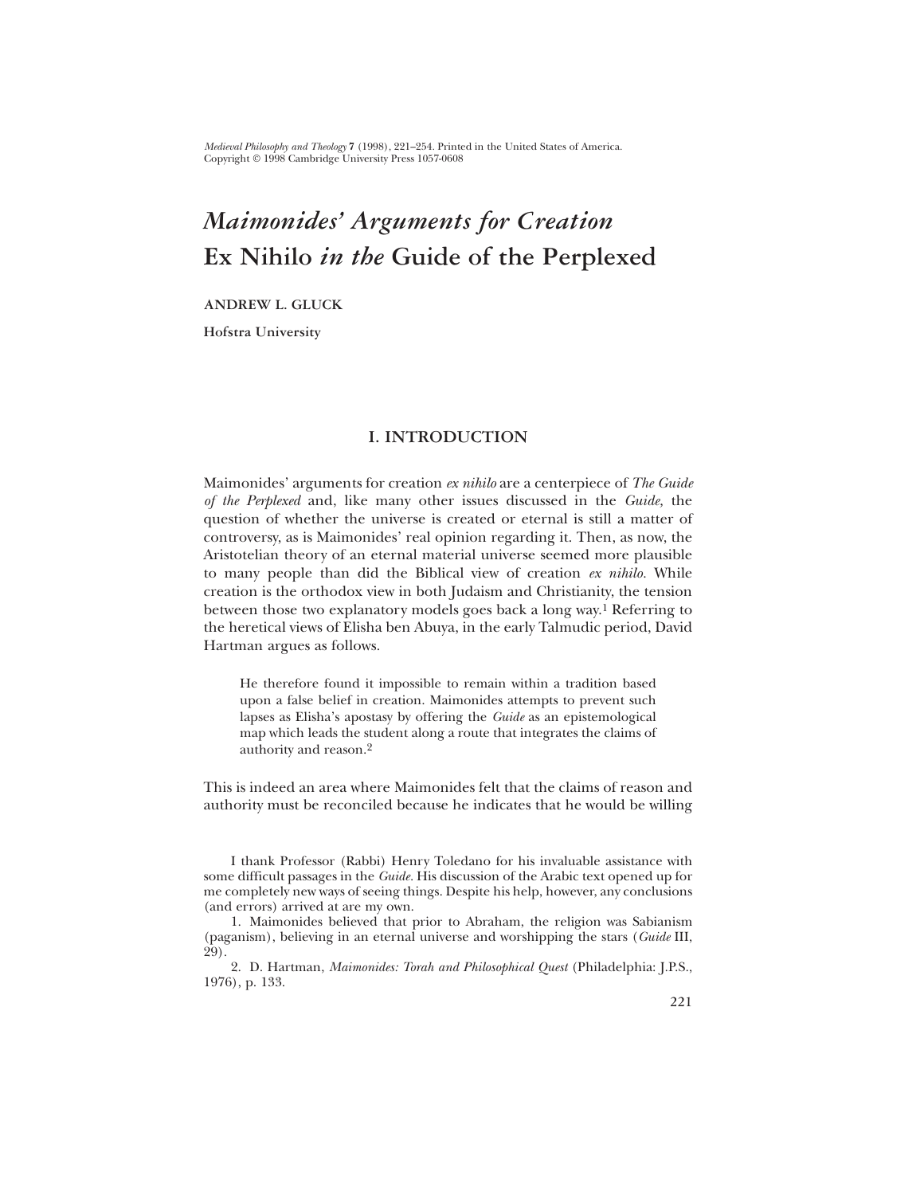# *Maimonides' Arguments for Creation* Ex Nihilo *in the* Guide of the Perplexed

**ANDREW L. GLUCK**

**Hofstra University**

## I. INTRODUCTION

Maimonides' arguments for creation *ex nihilo* are a centerpiece of *The Guide of the Perplexed* and, like many other issues discussed in the *Guide,* the question of whether the universe is created or eternal is still a matter of controversy, as is Maimonides' real opinion regarding it. Then, as now, the Aristotelian theory of an eternal material universe seemed more plausible to many people than did the Biblical view of creation *ex nihilo.* While creation is the orthodox view in both Judaism and Christianity, the tension between those two explanatory models goes back a long way.[1] Referring to the heretical views of Elisha ben Abuya, in the early Talmudic period, David Hartman argues as follows.

> He therefore found it impossible to remain within a tradition based upon a false belief in creation. Maimonides attempts to prevent such lapses as Elisha's apostasy by offering the *Guide* as an epistemological map which leads the student along a route that integrates the claims of authority and reason.[2]

This is indeed an area where Maimonides felt that the claims of reason and authority must be reconciled because he indicates that he would be willing

---

I thank Professor (Rabbi) Henry Toledano for his invaluable assistance with some difficult passages in the *Guide*. His discussion of the Arabic text opened up for me completely new ways of seeing things. Despite his help, however, any conclusions (and errors) arrived at are my own.

1. Maimonides believed that prior to Abraham, the religion was Sabianism (paganism), believing in an eternal universe and worshipping the stars (*Guide* III, 29).

2. D. Hartman, *Maimonides: Torah and Philosophical Quest* (Philadelphia: J.P.S., 1976), p. 133.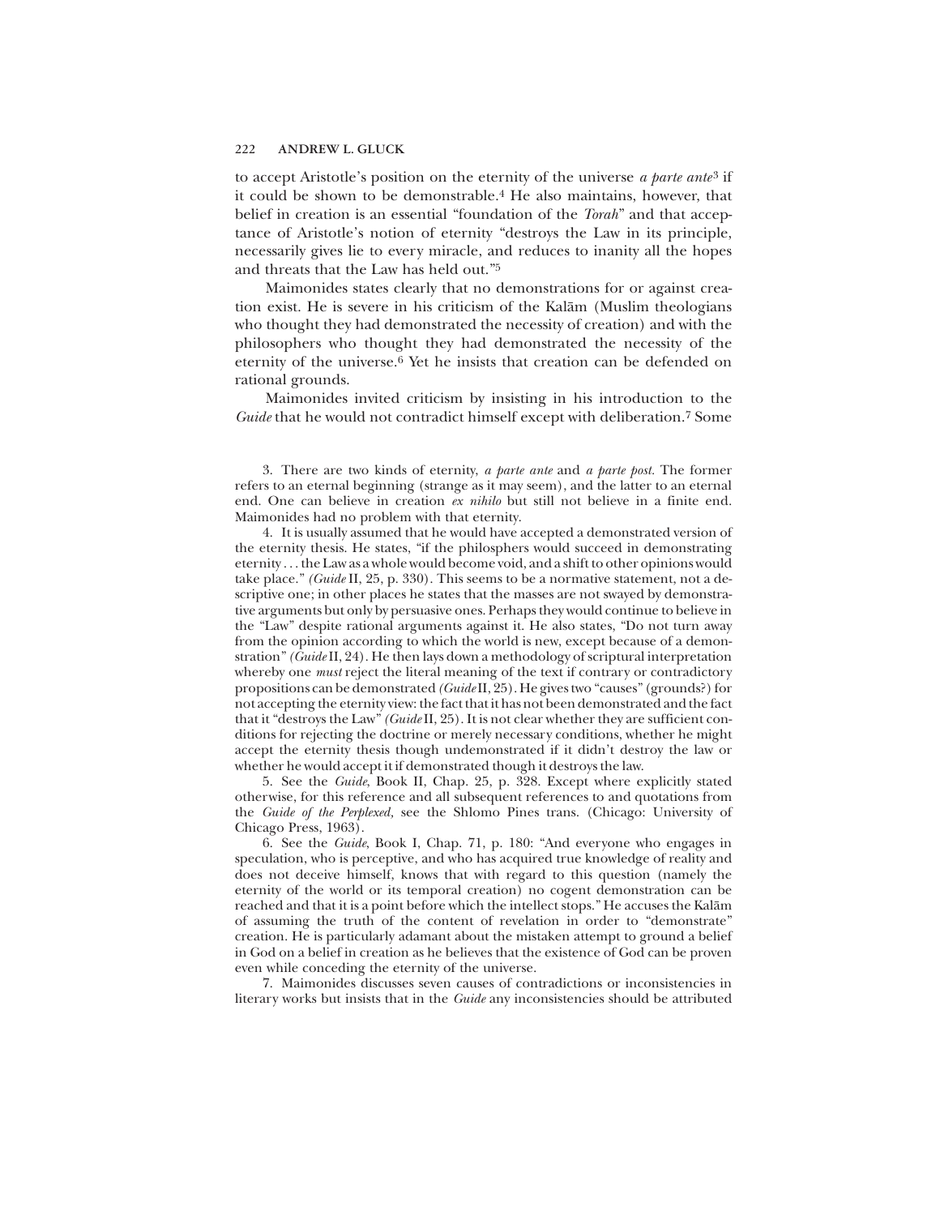to accept Aristotle's position on the eternity of the universe *a parte ante*[3] if it could be shown to be demonstrable.[4] He also maintains, however, that belief in creation is an essential "foundation of the *Torah*" and that acceptance of Aristotle's notion of eternity "destroys the Law in its principle, necessarily gives lie to every miracle, and reduces to inanity all the hopes and threats that the Law has held out."[5]

Maimonides states clearly that no demonstrations for or against creation exist. He is severe in his criticism of the Kalām (Muslim theologians who thought they had demonstrated the necessity of creation) and with the philosophers who thought they had demonstrated the necessity of the eternity of the universe.[6] Yet he insists that creation can be defended on rational grounds.

Maimonides invited criticism by insisting in his introduction to the *Guide* that he would not contradict himself except with deliberation.[7] Some

3. There are two kinds of eternity, *a parte ante* and *a parte post*. The former refers to an eternal beginning (strange as it may seem), and the latter to an eternal end. One can believe in creation *ex nihilo* but still not believe in a finite end. Maimonides had no problem with that eternity.

4. It is usually assumed that he would have accepted a demonstrated version of the eternity thesis. He states, "if the philosphers would succeed in demonstrating eternity . . . the Law as a whole would become void, and a shift to other opinions would take place." *(Guide* II, 25, p. 330). This seems to be a normative statement, not a descriptive one; in other places he states that the masses are not swayed by demonstrative arguments but only by persuasive ones. Perhaps they would continue to believe in the "Law" despite rational arguments against it. He also states, "Do not turn away from the opinion according to which the world is new, except because of a demonstration" *(Guide* II, 24). He then lays down a methodology of scriptural interpretation whereby one *must* reject the literal meaning of the text if contrary or contradictory propositions can be demonstrated *(Guide* II, 25). He gives two "causes" (grounds?) for not accepting the eternity view: the fact that it has not been demonstrated and the fact that it "destroys the Law" *(Guide* II, 25). It is not clear whether they are sufficient conditions for rejecting the doctrine or merely necessary conditions, whether he might accept the eternity thesis though undemonstrated if it didn't destroy the law or whether he would accept it if demonstrated though it destroys the law.

5. See the *Guide*, Book II, Chap. 25, p. 328. Except where explicitly stated otherwise, for this reference and all subsequent references to and quotations from the *Guide of the Perplexed,* see the Shlomo Pines trans. (Chicago: University of Chicago Press, 1963).

6. See the *Guide*, Book I, Chap. 71, p. 180: "And everyone who engages in speculation, who is perceptive, and who has acquired true knowledge of reality and does not deceive himself, knows that with regard to this question (namely the eternity of the world or its temporal creation) no cogent demonstration can be reached and that it is a point before which the intellect stops." He accuses the Kalām of assuming the truth of the content of revelation in order to "demonstrate" creation. He is particularly adamant about the mistaken attempt to ground a belief in God on a belief in creation as he believes that the existence of God can be proven even while conceding the eternity of the universe.

7. Maimonides discusses seven causes of contradictions or inconsistencies in literary works but insists that in the *Guide* any inconsistencies should be attributed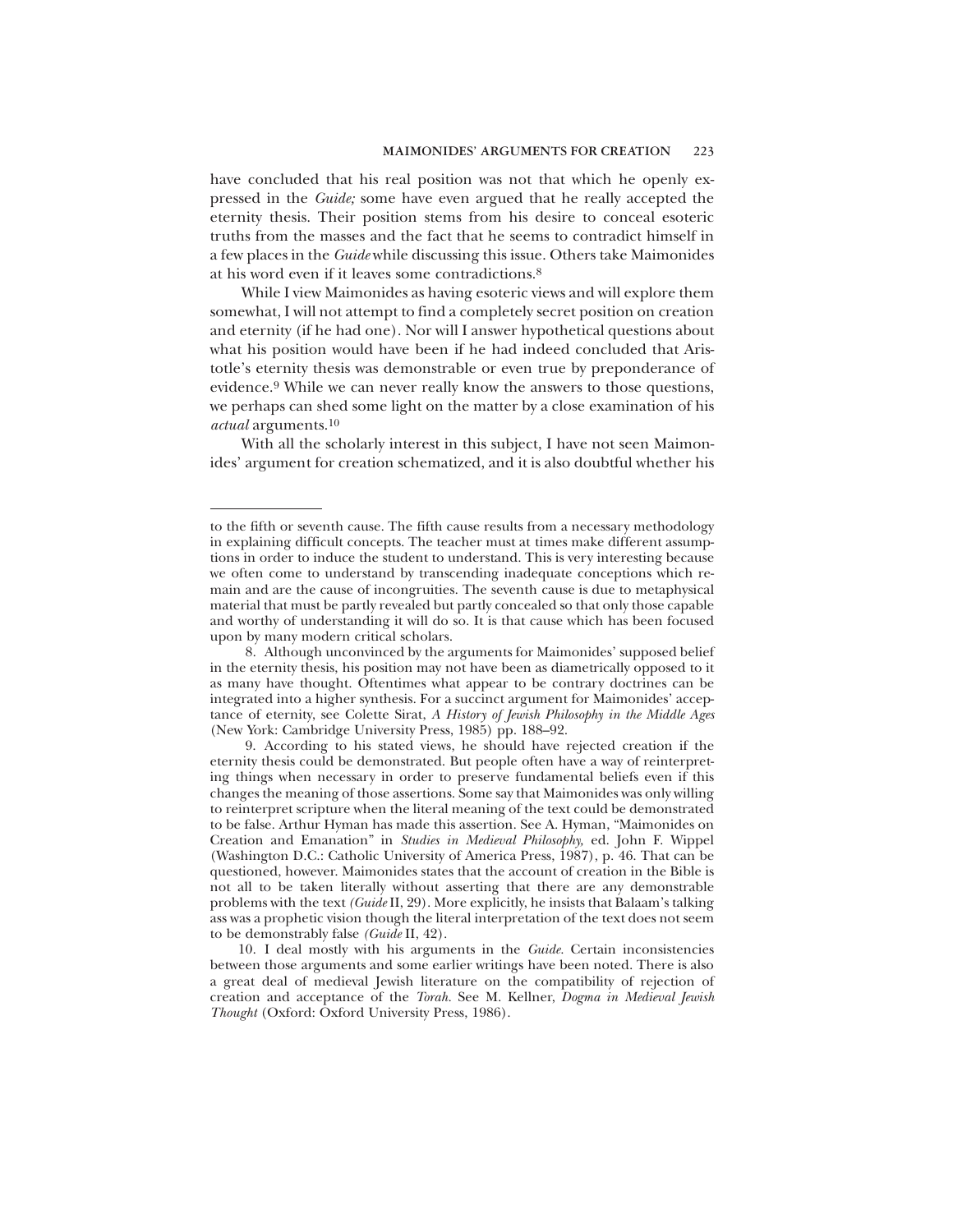have concluded that his real position was not that which he openly expressed in the *Guide;* some have even argued that he really accepted the eternity thesis. Their position stems from his desire to conceal esoteric truths from the masses and the fact that he seems to contradict himself in a few places in the *Guide* while discussing this issue. Others take Maimonides at his word even if it leaves some contradictions.[8]

While I view Maimonides as having esoteric views and will explore them somewhat, I will not attempt to find a completely secret position on creation and eternity (if he had one). Nor will I answer hypothetical questions about what his position would have been if he had indeed concluded that Aristotle's eternity thesis was demonstrable or even true by preponderance of evidence.[9] While we can never really know the answers to those questions, we perhaps can shed some light on the matter by a close examination of his *actual* arguments.[10]

With all the scholarly interest in this subject, I have not seen Maimonides' argument for creation schematized, and it is also doubtful whether his

---

to the fifth or seventh cause. The fifth cause results from a necessary methodology in explaining difficult concepts. The teacher must at times make different assumptions in order to induce the student to understand. This is very interesting because we often come to understand by transcending inadequate conceptions which remain and are the cause of incongruities. The seventh cause is due to metaphysical material that must be partly revealed but partly concealed so that only those capable and worthy of understanding it will do so. It is that cause which has been focused upon by many modern critical scholars.

8. Although unconvinced by the arguments for Maimonides' supposed belief in the eternity thesis, his position may not have been as diametrically opposed to it as many have thought. Oftentimes what appear to be contrary doctrines can be integrated into a higher synthesis. For a succinct argument for Maimonides' acceptance of eternity, see Colette Sirat, *A History of Jewish Philosophy in the Middle Ages* (New York: Cambridge University Press, 1985) pp. 188–92.

9. According to his stated views, he should have rejected creation if the eternity thesis could be demonstrated. But people often have a way of reinterpreting things when necessary in order to preserve fundamental beliefs even if this changes the meaning of those assertions. Some say that Maimonides was only willing to reinterpret scripture when the literal meaning of the text could be demonstrated to be false. Arthur Hyman has made this assertion. See A. Hyman, "Maimonides on Creation and Emanation" in *Studies in Medieval Philosophy,* ed. John F. Wippel (Washington D.C.: Catholic University of America Press, 1987), p. 46. That can be questioned, however. Maimonides states that the account of creation in the Bible is not all to be taken literally without asserting that there are any demonstrable problems with the text *(Guide* II, 29). More explicitly, he insists that Balaam's talking ass was a prophetic vision though the literal interpretation of the text does not seem to be demonstrably false *(Guide* II, 42).

10. I deal mostly with his arguments in the *Guide.* Certain inconsistencies between those arguments and some earlier writings have been noted. There is also a great deal of medieval Jewish literature on the compatibility of rejection of creation and acceptance of the *Torah.* See M. Kellner, *Dogma in Medieval Jewish Thought* (Oxford: Oxford University Press, 1986).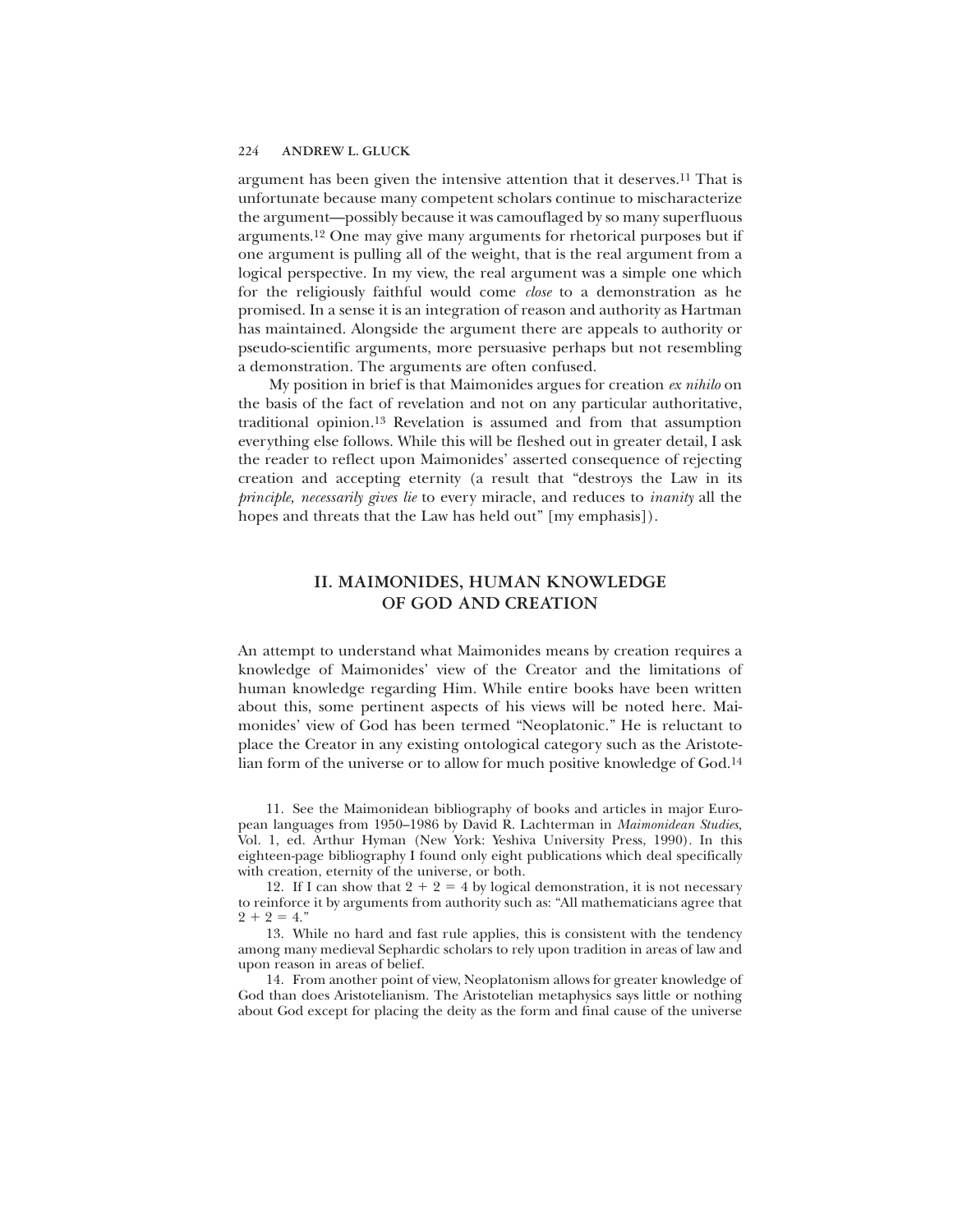argument has been given the intensive attention that it deserves.[11] That is unfortunate because many competent scholars continue to mischaracterize the argument—possibly because it was camouflaged by so many superfluous arguments.[12] One may give many arguments for rhetorical purposes but if one argument is pulling all of the weight, that is the real argument from a logical perspective. In my view, the real argument was a simple one which for the religiously faithful would come *close* to a demonstration as he promised. In a sense it is an integration of reason and authority as Hartman has maintained. Alongside the argument there are appeals to authority or pseudo-scientific arguments, more persuasive perhaps but not resembling a demonstration. The arguments are often confused.

My position in brief is that Maimonides argues for creation *ex nihilo* on the basis of the fact of revelation and not on any particular authoritative, traditional opinion.[13] Revelation is assumed and from that assumption everything else follows. While this will be fleshed out in greater detail, I ask the reader to reflect upon Maimonides' asserted consequence of rejecting creation and accepting eternity (a result that "destroys the Law in its *principle, necessarily gives lie* to every miracle, and reduces to *inanity* all the hopes and threats that the Law has held out" [my emphasis]).

## II. MAIMONIDES, HUMAN KNOWLEDGE OF GOD AND CREATION

An attempt to understand what Maimonides means by creation requires a knowledge of Maimonides' view of the Creator and the limitations of human knowledge regarding Him. While entire books have been written about this, some pertinent aspects of his views will be noted here. Maimonides' view of God has been termed "Neoplatonic." He is reluctant to place the Creator in any existing ontological category such as the Aristotelian form of the universe or to allow for much positive knowledge of God.[14]

11. See the Maimonidean bibliography of books and articles in major European languages from 1950–1986 by David R. Lachterman in *Maimonidean Studies,* Vol. 1, ed. Arthur Hyman (New York: Yeshiva University Press, 1990). In this eighteen-page bibliography I found only eight publications which deal specifically with creation, eternity of the universe, or both.

12. If I can show that $2 + 2 = 4$ by logical demonstration, it is not necessary to reinforce it by arguments from authority such as: "All mathematicians agree that $2 + 2 = 4$."

13. While no hard and fast rule applies, this is consistent with the tendency among many medieval Sephardic scholars to rely upon tradition in areas of law and upon reason in areas of belief.

14. From another point of view, Neoplatonism allows for greater knowledge of God than does Aristotelianism. The Aristotelian metaphysics says little or nothing about God except for placing the deity as the form and final cause of the universe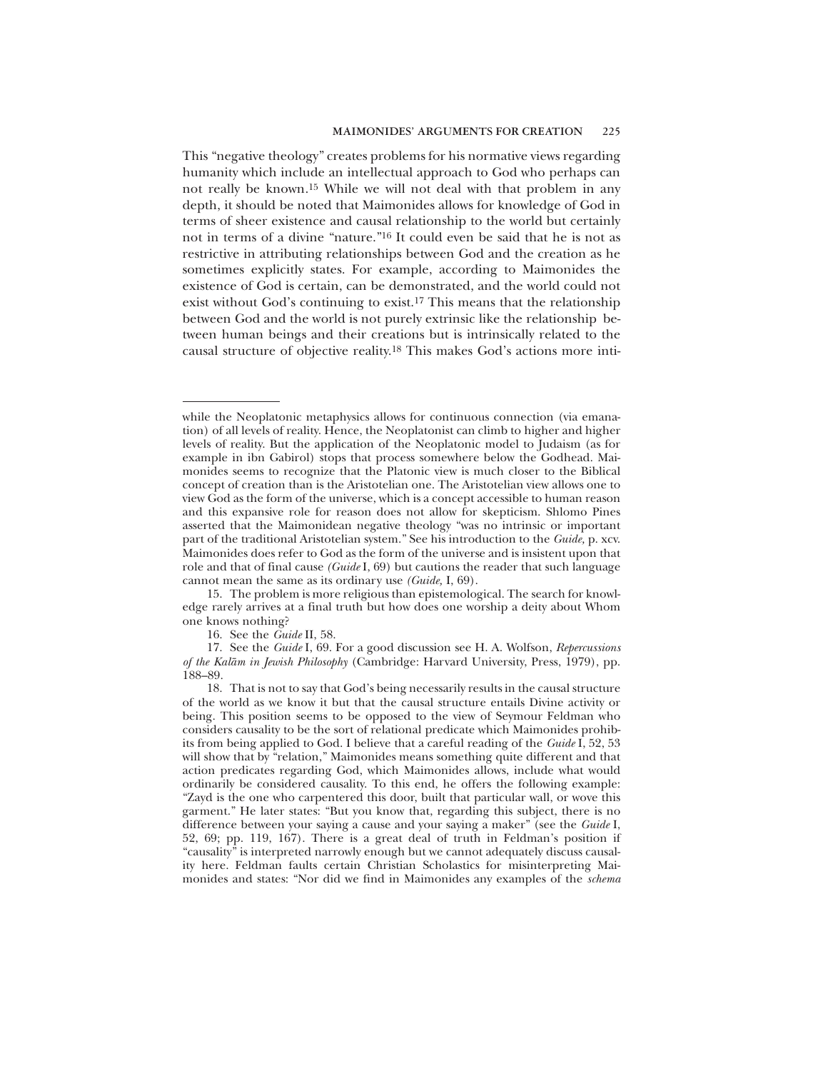This "negative theology" creates problems for his normative views regarding humanity which include an intellectual approach to God who perhaps can not really be known.[15] While we will not deal with that problem in any depth, it should be noted that Maimonides allows for knowledge of God in terms of sheer existence and causal relationship to the world but certainly not in terms of a divine "nature."[16] It could even be said that he is not as restrictive in attributing relationships between God and the creation as he sometimes explicitly states. For example, according to Maimonides the existence of God is certain, can be demonstrated, and the world could not exist without God's continuing to exist.[17] This means that the relationship between God and the world is not purely extrinsic like the relationship between human beings and their creations but is intrinsically related to the causal structure of objective reality.[18] This makes God's actions more inti-

---

while the Neoplatonic metaphysics allows for continuous connection (via emanation) of all levels of reality. Hence, the Neoplatonist can climb to higher and higher levels of reality. But the application of the Neoplatonic model to Judaism (as for example in ibn Gabirol) stops that process somewhere below the Godhead. Maimonides seems to recognize that the Platonic view is much closer to the Biblical concept of creation than is the Aristotelian one. The Aristotelian view allows one to view God as the form of the universe, which is a concept accessible to human reason and this expansive role for reason does not allow for skepticism. Shlomo Pines asserted that the Maimonidean negative theology "was no intrinsic or important part of the traditional Aristotelian system." See his introduction to the *Guide,* p. xcv. Maimonides does refer to God as the form of the universe and is insistent upon that role and that of final cause *(Guide* I, 69) but cautions the reader that such language cannot mean the same as its ordinary use *(Guide,* I, 69).

15. The problem is more religious than epistemological. The search for knowledge rarely arrives at a final truth but how does one worship a deity about Whom one knows nothing?

16. See the *Guide* II, 58.

17. See the *Guide* I, 69. For a good discussion see H. A. Wolfson, *Repercussions of the Kalām in Jewish Philosophy* (Cambridge: Harvard University, Press, 1979), pp. 188–89.

18. That is not to say that God's being necessarily results in the causal structure of the world as we know it but that the causal structure entails Divine activity or being. This position seems to be opposed to the view of Seymour Feldman who considers causality to be the sort of relational predicate which Maimonides prohibits from being applied to God. I believe that a careful reading of the *Guide* I, 52, 53 will show that by "relation," Maimonides means something quite different and that action predicates regarding God, which Maimonides allows, include what would ordinarily be considered causality. To this end, he offers the following example: "Zayd is the one who carpentered this door, built that particular wall, or wove this garment." He later states: "But you know that, regarding this subject, there is no difference between your saying a cause and your saying a maker" (see the *Guide* I, 52, 69; pp. 119, 167). There is a great deal of truth in Feldman's position if "causality" is interpreted narrowly enough but we cannot adequately discuss causality here. Feldman faults certain Christian Scholastics for misinterpreting Maimonides and states: "Nor did we find in Maimonides any examples of the *schema*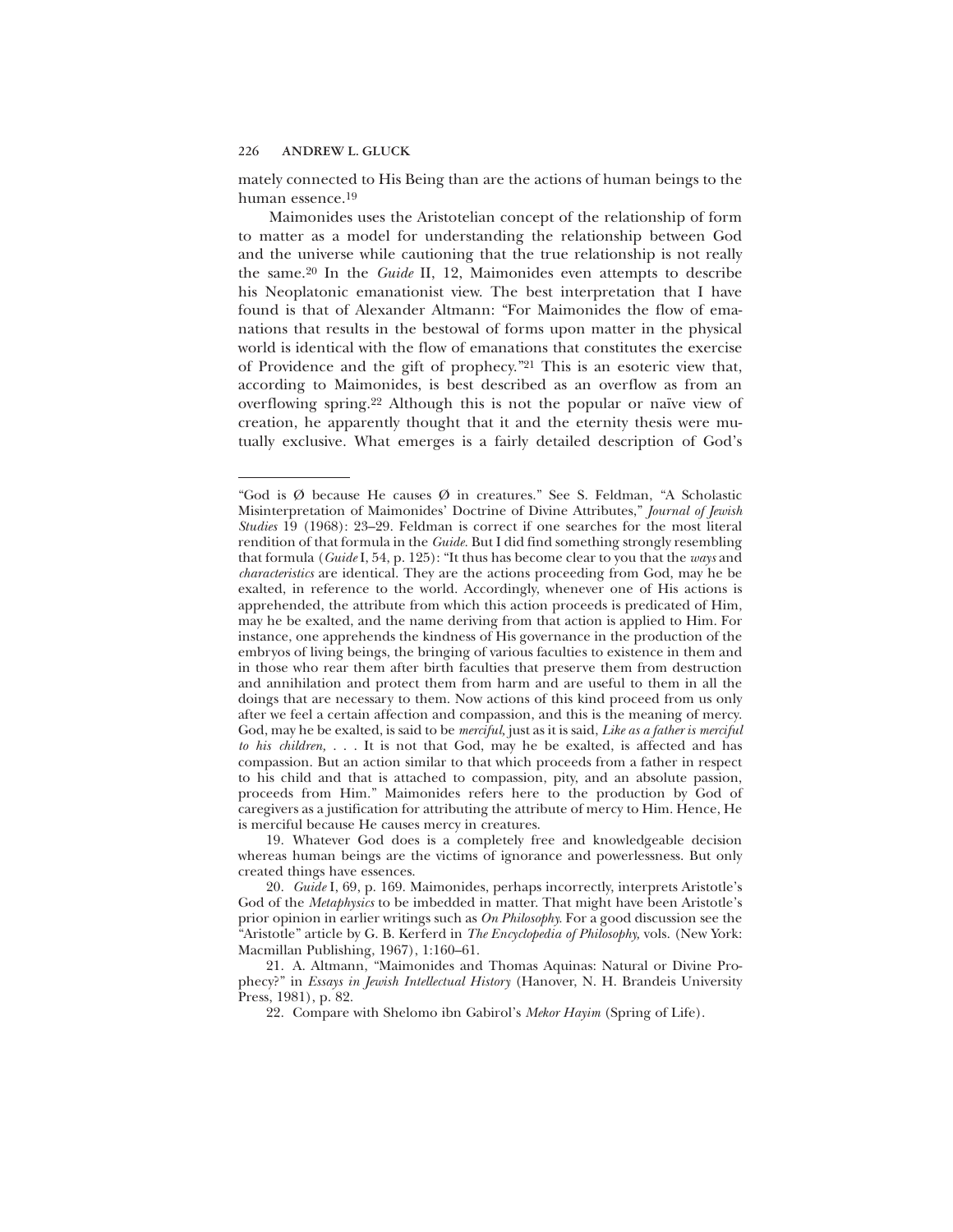mately connected to His Being than are the actions of human beings to the human essence.[19]

Maimonides uses the Aristotelian concept of the relationship of form to matter as a model for understanding the relationship between God and the universe while cautioning that the true relationship is not really the same.[20] In the *Guide* II, 12, Maimonides even attempts to describe his Neoplatonic emanationist view. The best interpretation that I have found is that of Alexander Altmann: "For Maimonides the flow of emanations that results in the bestowal of forms upon matter in the physical world is identical with the flow of emanations that constitutes the exercise of Providence and the gift of prophecy."[21] This is an esoteric view that, according to Maimonides, is best described as an overflow as from an overflowing spring.[22] Although this is not the popular or naïve view of creation, he apparently thought that it and the eternity thesis were mutually exclusive. What emerges is a fairly detailed description of God's

---

"God is Ø because He causes Ø in creatures." See S. Feldman, "A Scholastic Misinterpretation of Maimonides' Doctrine of Divine Attributes," *Journal of Jewish Studies* 19 (1968): 23–29. Feldman is correct if one searches for the most literal rendition of that formula in the *Guide*. But I did find something strongly resembling that formula (*Guide* I, 54, p. 125): "It thus has become clear to you that the *ways* and *characteristics* are identical. They are the actions proceeding from God, may he be exalted, in reference to the world. Accordingly, whenever one of His actions is apprehended, the attribute from which this action proceeds is predicated of Him, may he be exalted, and the name deriving from that action is applied to Him. For instance, one apprehends the kindness of His governance in the production of the embryos of living beings, the bringing of various faculties to existence in them and in those who rear them after birth faculties that preserve them from destruction and annihilation and protect them from harm and are useful to them in all the doings that are necessary to them. Now actions of this kind proceed from us only after we feel a certain affection and compassion, and this is the meaning of mercy. God, may he be exalted, is said to be *merciful*, just as it is said, *Like as a father is merciful to his children,* . . . It is not that God, may he be exalted, is affected and has compassion. But an action similar to that which proceeds from a father in respect to his child and that is attached to compassion, pity, and an absolute passion, proceeds from Him." Maimonides refers here to the production by God of caregivers as a justification for attributing the attribute of mercy to Him. Hence, He is merciful because He causes mercy in creatures.

19. Whatever God does is a completely free and knowledgeable decision whereas human beings are the victims of ignorance and powerlessness. But only created things have essences.

20. *Guide* I, 69, p. 169. Maimonides, perhaps incorrectly, interprets Aristotle's God of the *Metaphysics* to be imbedded in matter. That might have been Aristotle's prior opinion in earlier writings such as *On Philosophy*. For a good discussion see the "Aristotle" article by G. B. Kerferd in *The Encyclopedia of Philosophy*, vols. (New York: Macmillan Publishing, 1967), 1:160–61.

21. A. Altmann, "Maimonides and Thomas Aquinas: Natural or Divine Prophecy?" in *Essays in Jewish Intellectual History* (Hanover, N. H. Brandeis University Press, 1981), p. 82.

22. Compare with Shelomo ibn Gabirol's *Mekor Hayim* (Spring of Life).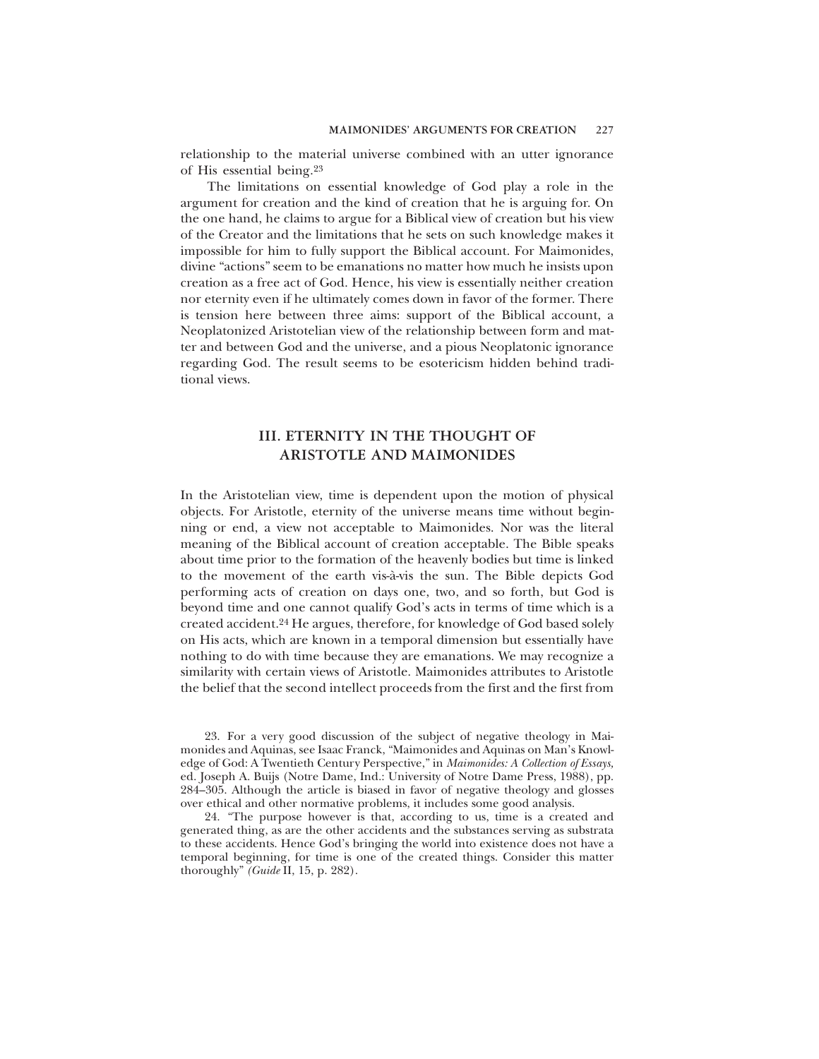relationship to the material universe combined with an utter ignorance of His essential being.[23]

The limitations on essential knowledge of God play a role in the argument for creation and the kind of creation that he is arguing for. On the one hand, he claims to argue for a Biblical view of creation but his view of the Creator and the limitations that he sets on such knowledge makes it impossible for him to fully support the Biblical account. For Maimonides, divine "actions" seem to be emanations no matter how much he insists upon creation as a free act of God. Hence, his view is essentially neither creation nor eternity even if he ultimately comes down in favor of the former. There is tension here between three aims: support of the Biblical account, a Neoplatonized Aristotelian view of the relationship between form and matter and between God and the universe, and a pious Neoplatonic ignorance regarding God. The result seems to be esotericism hidden behind traditional views.

## III. ETERNITY IN THE THOUGHT OF ARISTOTLE AND MAIMONIDES

In the Aristotelian view, time is dependent upon the motion of physical objects. For Aristotle, eternity of the universe means time without beginning or end, a view not acceptable to Maimonides. Nor was the literal meaning of the Biblical account of creation acceptable. The Bible speaks about time prior to the formation of the heavenly bodies but time is linked to the movement of the earth vis-à-vis the sun. The Bible depicts God performing acts of creation on days one, two, and so forth, but God is beyond time and one cannot qualify God's acts in terms of time which is a created accident.[24] He argues, therefore, for knowledge of God based solely on His acts, which are known in a temporal dimension but essentially have nothing to do with time because they are emanations. We may recognize a similarity with certain views of Aristotle. Maimonides attributes to Aristotle the belief that the second intellect proceeds from the first and the first from

23. For a very good discussion of the subject of negative theology in Maimonides and Aquinas, see Isaac Franck, "Maimonides and Aquinas on Man's Knowledge of God: A Twentieth Century Perspective," in *Maimonides: A Collection of Essays,* ed. Joseph A. Buijs (Notre Dame, Ind.: University of Notre Dame Press, 1988), pp. 284–305. Although the article is biased in favor of negative theology and glosses over ethical and other normative problems, it includes some good analysis.

24. "The purpose however is that, according to us, time is a created and generated thing, as are the other accidents and the substances serving as substrata to these accidents. Hence God's bringing the world into existence does not have a temporal beginning, for time is one of the created things. Consider this matter thoroughly" *(Guide* II, 15, p. 282).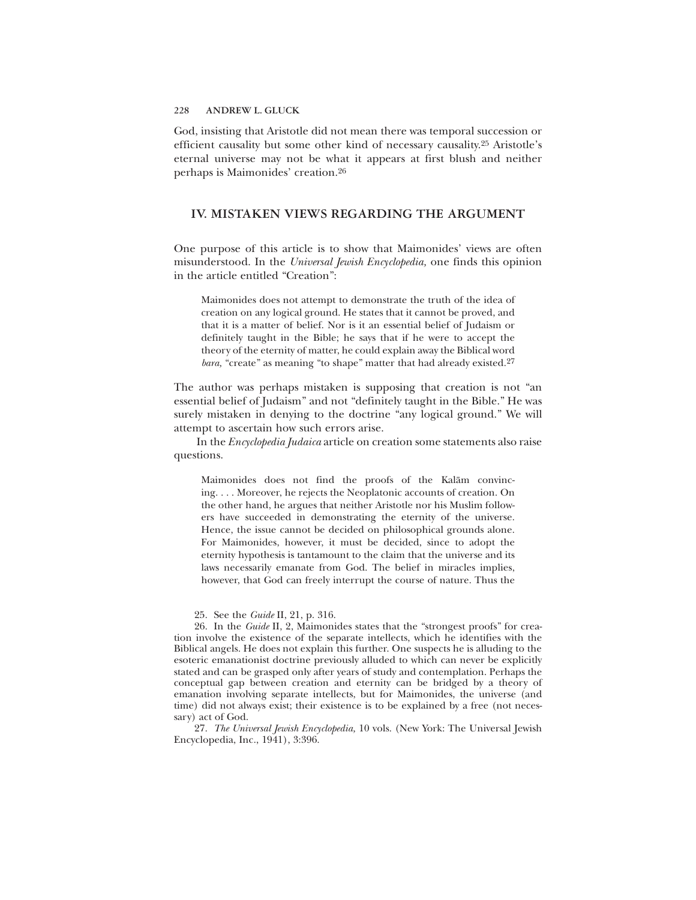God, insisting that Aristotle did not mean there was temporal succession or efficient causality but some other kind of necessary causality.[25] Aristotle's eternal universe may not be what it appears at first blush and neither perhaps is Maimonides' creation.[26]

## IV. MISTAKEN VIEWS REGARDING THE ARGUMENT

One purpose of this article is to show that Maimonides' views are often misunderstood. In the *Universal Jewish Encyclopedia,* one finds this opinion in the article entitled "Creation":

> Maimonides does not attempt to demonstrate the truth of the idea of creation on any logical ground. He states that it cannot be proved, and that it is a matter of belief. Nor is it an essential belief of Judaism or definitely taught in the Bible; he says that if he were to accept the theory of the eternity of matter, he could explain away the Biblical word *bara,* "create" as meaning "to shape" matter that had already existed.[27]

The author was perhaps mistaken is supposing that creation is not "an essential belief of Judaism" and not "definitely taught in the Bible." He was surely mistaken in denying to the doctrine "any logical ground." We will attempt to ascertain how such errors arise.

In the *Encyclopedia Judaica* article on creation some statements also raise questions.

> Maimonides does not find the proofs of the Kalām convincing. . . . Moreover, he rejects the Neoplatonic accounts of creation. On the other hand, he argues that neither Aristotle nor his Muslim followers have succeeded in demonstrating the eternity of the universe. Hence, the issue cannot be decided on philosophical grounds alone. For Maimonides, however, it must be decided, since to adopt the eternity hypothesis is tantamount to the claim that the universe and its laws necessarily emanate from God. The belief in miracles implies, however, that God can freely interrupt the course of nature. Thus the

25. See the *Guide* II, 21, p. 316.

26. In the *Guide* II, 2, Maimonides states that the "strongest proofs" for creation involve the existence of the separate intellects, which he identifies with the Biblical angels. He does not explain this further. One suspects he is alluding to the esoteric emanationist doctrine previously alluded to which can never be explicitly stated and can be grasped only after years of study and contemplation. Perhaps the conceptual gap between creation and eternity can be bridged by a theory of emanation involving separate intellects, but for Maimonides, the universe (and time) did not always exist; their existence is to be explained by a free (not necessary) act of God.

27. *The Universal Jewish Encyclopedia,* 10 vols. (New York: The Universal Jewish Encyclopedia, Inc., 1941), 3:396.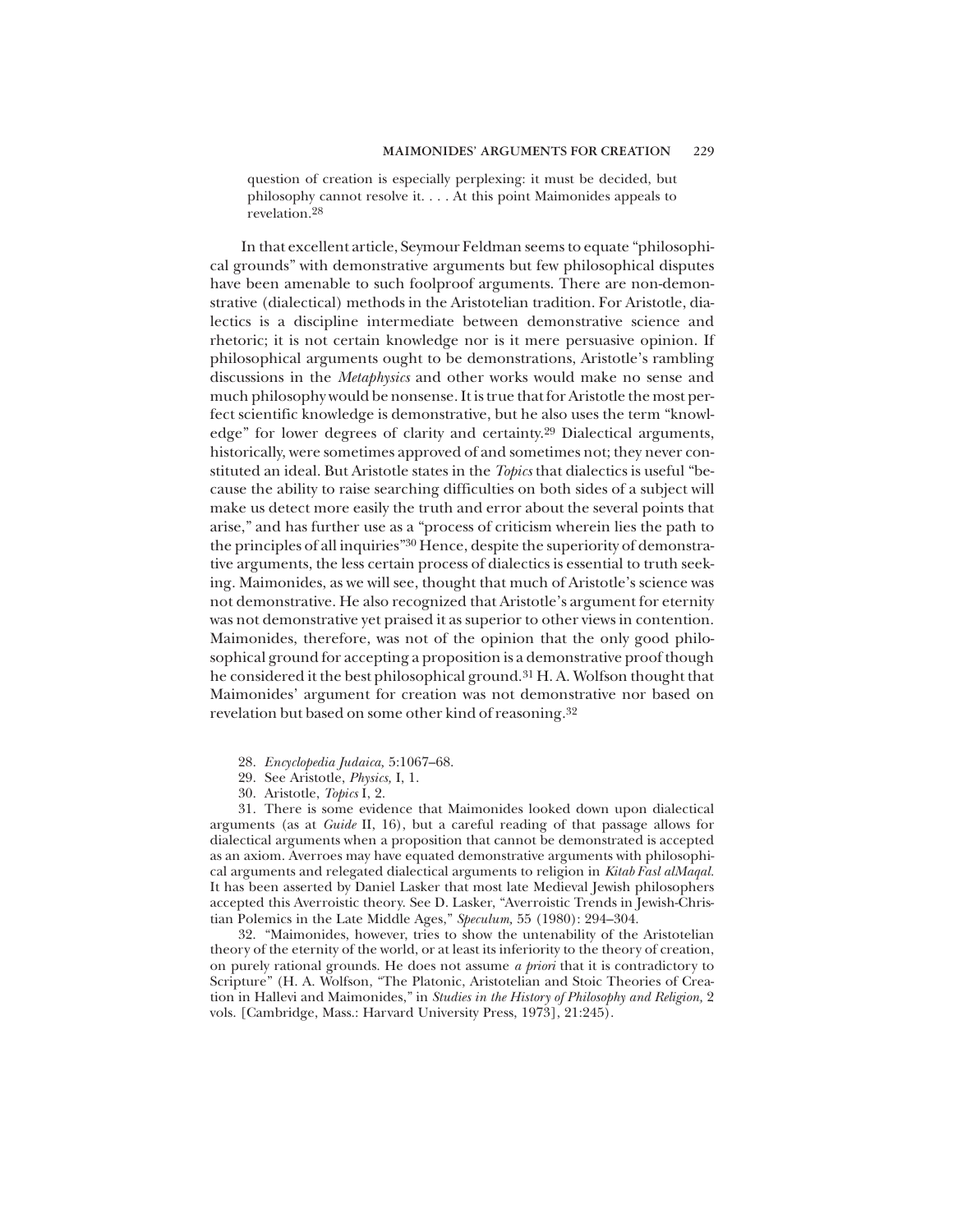> question of creation is especially perplexing: it must be decided, but philosophy cannot resolve it. . . . At this point Maimonides appeals to revelation.[28]

In that excellent article, Seymour Feldman seems to equate "philosophical grounds" with demonstrative arguments but few philosophical disputes have been amenable to such foolproof arguments. There are non-demonstrative (dialectical) methods in the Aristotelian tradition. For Aristotle, dialectics is a discipline intermediate between demonstrative science and rhetoric; it is not certain knowledge nor is it mere persuasive opinion. If philosophical arguments ought to be demonstrations, Aristotle's rambling discussions in the *Metaphysics* and other works would make no sense and much philosophy would be nonsense. It is true that for Aristotle the most perfect scientific knowledge is demonstrative, but he also uses the term "knowledge" for lower degrees of clarity and certainty.[29] Dialectical arguments, historically, were sometimes approved of and sometimes not; they never constituted an ideal. But Aristotle states in the *Topics* that dialectics is useful "because the ability to raise searching difficulties on both sides of a subject will make us detect more easily the truth and error about the several points that arise," and has further use as a "process of criticism wherein lies the path to the principles of all inquiries"[30] Hence, despite the superiority of demonstrative arguments, the less certain process of dialectics is essential to truth seeking. Maimonides, as we will see, thought that much of Aristotle's science was not demonstrative. He also recognized that Aristotle's argument for eternity was not demonstrative yet praised it as superior to other views in contention. Maimonides, therefore, was not of the opinion that the only good philosophical ground for accepting a proposition is a demonstrative proof though he considered it the best philosophical ground.[31] H. A. Wolfson thought that Maimonides' argument for creation was not demonstrative nor based on revelation but based on some other kind of reasoning.[32]

28. *Encyclopedia Judaica,* 5:1067–68.

29. See Aristotle, *Physics,* I, 1.

30. Aristotle, *Topics* I, 2.

31. There is some evidence that Maimonides looked down upon dialectical arguments (as at *Guide* II, 16), but a careful reading of that passage allows for dialectical arguments when a proposition that cannot be demonstrated is accepted as an axiom. Averroes may have equated demonstrative arguments with philosophical arguments and relegated dialectical arguments to religion in *Kitab Fasl alMaqal.* It has been asserted by Daniel Lasker that most late Medieval Jewish philosophers accepted this Averroistic theory. See D. Lasker, "Averroistic Trends in Jewish-Christian Polemics in the Late Middle Ages," *Speculum,* 55 (1980): 294–304.

32. "Maimonides, however, tries to show the untenability of the Aristotelian theory of the eternity of the world, or at least its inferiority to the theory of creation, on purely rational grounds. He does not assume *a priori* that it is contradictory to Scripture" (H. A. Wolfson, "The Platonic, Aristotelian and Stoic Theories of Creation in Hallevi and Maimonides," in *Studies in the History of Philosophy and Religion,* 2 vols. [Cambridge, Mass.: Harvard University Press, 1973], 21:245).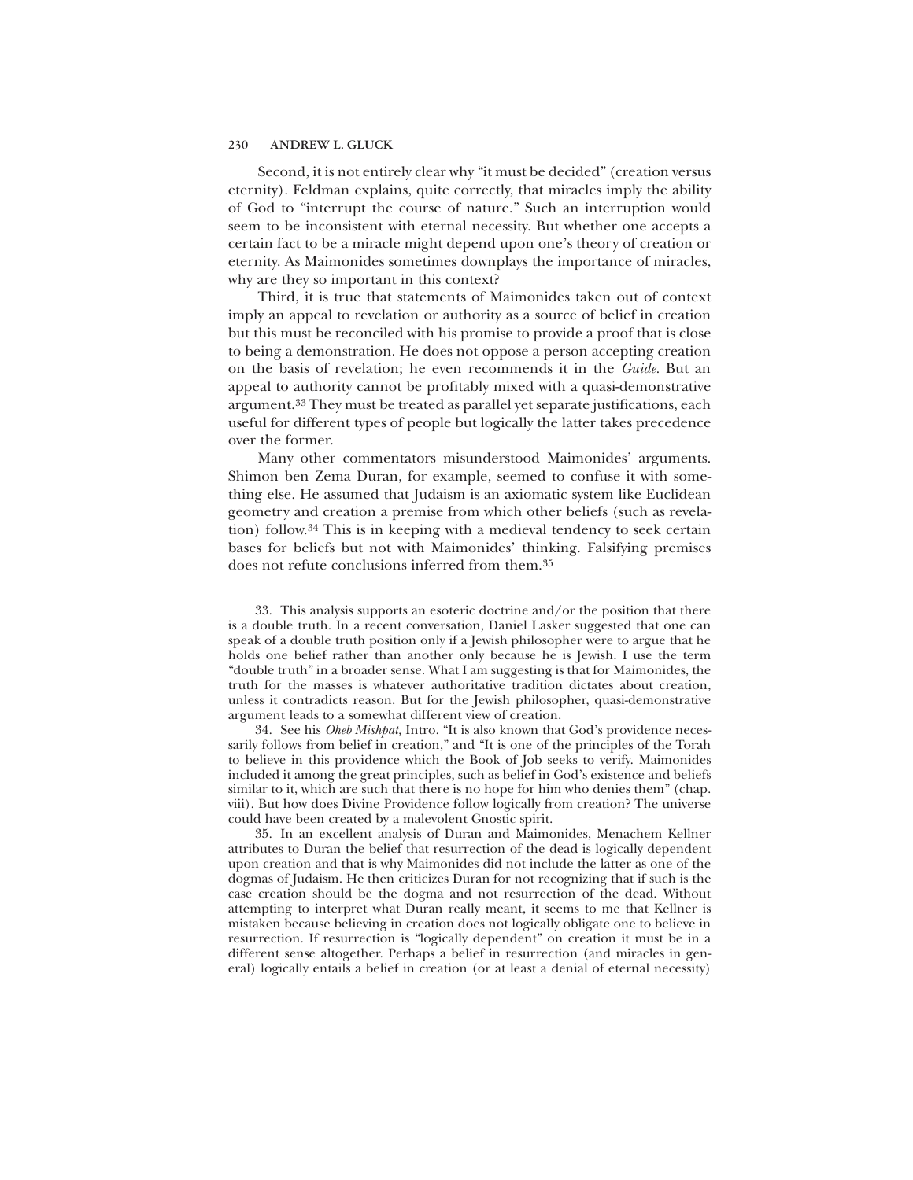Second, it is not entirely clear why "it must be decided" (creation versus eternity). Feldman explains, quite correctly, that miracles imply the ability of God to "interrupt the course of nature." Such an interruption would seem to be inconsistent with eternal necessity. But whether one accepts a certain fact to be a miracle might depend upon one's theory of creation or eternity. As Maimonides sometimes downplays the importance of miracles, why are they so important in this context?

Third, it is true that statements of Maimonides taken out of context imply an appeal to revelation or authority as a source of belief in creation but this must be reconciled with his promise to provide a proof that is close to being a demonstration. He does not oppose a person accepting creation on the basis of revelation; he even recommends it in the *Guide*. But an appeal to authority cannot be profitably mixed with a quasi-demonstrative argument.[33] They must be treated as parallel yet separate justifications, each useful for different types of people but logically the latter takes precedence over the former.

Many other commentators misunderstood Maimonides' arguments. Shimon ben Zema Duran, for example, seemed to confuse it with something else. He assumed that Judaism is an axiomatic system like Euclidean geometry and creation a premise from which other beliefs (such as revelation) follow.[34] This is in keeping with a medieval tendency to seek certain bases for beliefs but not with Maimonides' thinking. Falsifying premises does not refute conclusions inferred from them.[35]

33. This analysis supports an esoteric doctrine and/or the position that there is a double truth. In a recent conversation, Daniel Lasker suggested that one can speak of a double truth position only if a Jewish philosopher were to argue that he holds one belief rather than another only because he is Jewish. I use the term "double truth" in a broader sense. What I am suggesting is that for Maimonides, the truth for the masses is whatever authoritative tradition dictates about creation, unless it contradicts reason. But for the Jewish philosopher, quasi-demonstrative argument leads to a somewhat different view of creation.

34. See his *Oheb Mishpat,* Intro. "It is also known that God's providence necessarily follows from belief in creation," and "It is one of the principles of the Torah to believe in this providence which the Book of Job seeks to verify. Maimonides included it among the great principles, such as belief in God's existence and beliefs similar to it, which are such that there is no hope for him who denies them" (chap. viii). But how does Divine Providence follow logically from creation? The universe could have been created by a malevolent Gnostic spirit.

35. In an excellent analysis of Duran and Maimonides, Menachem Kellner attributes to Duran the belief that resurrection of the dead is logically dependent upon creation and that is why Maimonides did not include the latter as one of the dogmas of Judaism. He then criticizes Duran for not recognizing that if such is the case creation should be the dogma and not resurrection of the dead. Without attempting to interpret what Duran really meant, it seems to me that Kellner is mistaken because believing in creation does not logically obligate one to believe in resurrection. If resurrection is "logically dependent" on creation it must be in a different sense altogether. Perhaps a belief in resurrection (and miracles in general) logically entails a belief in creation (or at least a denial of eternal necessity)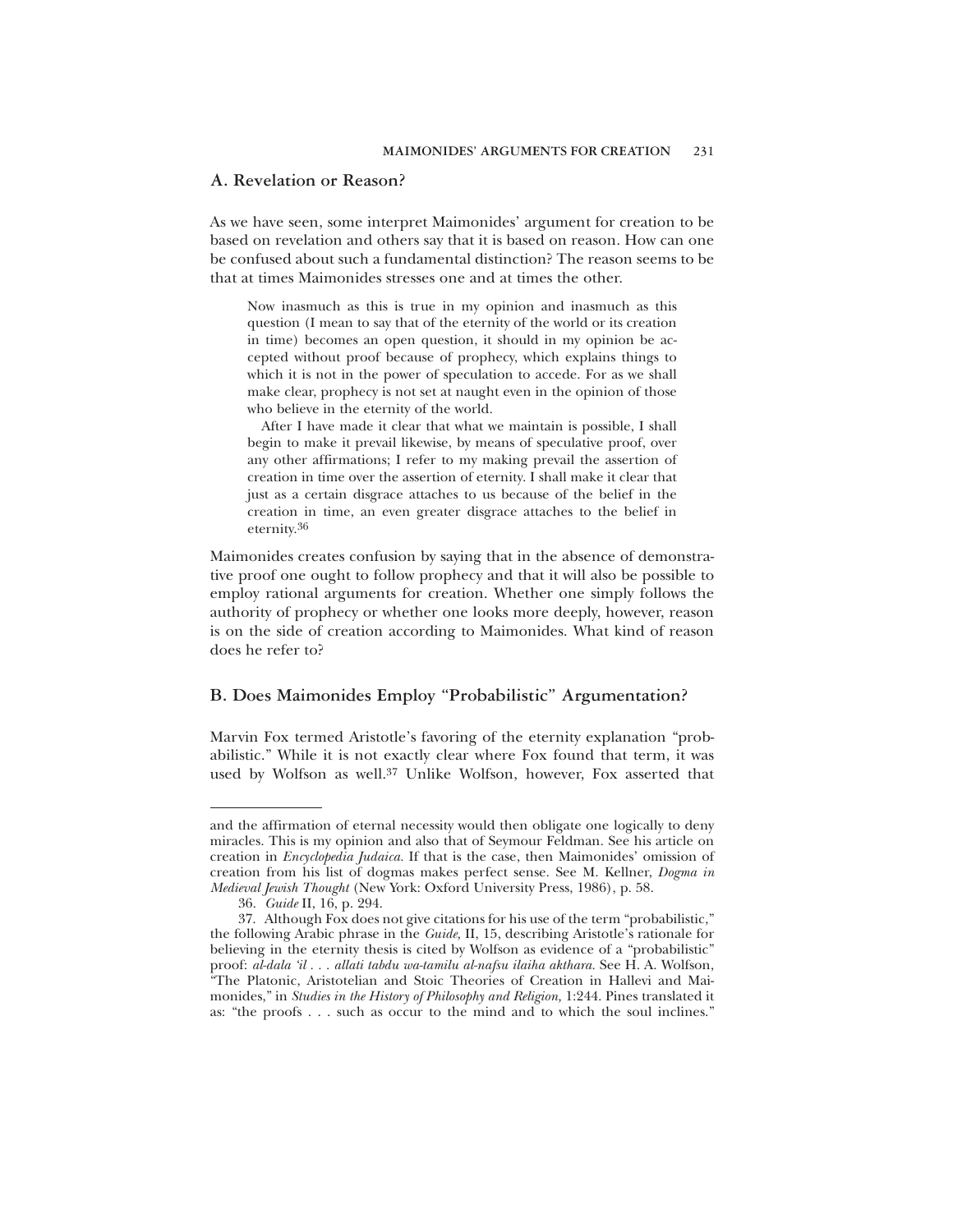## A. Revelation or Reason?

As we have seen, some interpret Maimonides' argument for creation to be based on revelation and others say that it is based on reason. How can one be confused about such a fundamental distinction? The reason seems to be that at times Maimonides stresses one and at times the other.

> Now inasmuch as this is true in my opinion and inasmuch as this question (I mean to say that of the eternity of the world or its creation in time) becomes an open question, it should in my opinion be accepted without proof because of prophecy, which explains things to which it is not in the power of speculation to accede. For as we shall make clear, prophecy is not set at naught even in the opinion of those who believe in the eternity of the world.
>
> After I have made it clear that what we maintain is possible, I shall begin to make it prevail likewise, by means of speculative proof, over any other affirmations; I refer to my making prevail the assertion of creation in time over the assertion of eternity. I shall make it clear that just as a certain disgrace attaches to us because of the belief in the creation in time, an even greater disgrace attaches to the belief in eternity.[36]

Maimonides creates confusion by saying that in the absence of demonstrative proof one ought to follow prophecy and that it will also be possible to employ rational arguments for creation. Whether one simply follows the authority of prophecy or whether one looks more deeply, however, reason is on the side of creation according to Maimonides. What kind of reason does he refer to?

## B. Does Maimonides Employ "Probabilistic" Argumentation?

Marvin Fox termed Aristotle's favoring of the eternity explanation "probabilistic." While it is not exactly clear where Fox found that term, it was used by Wolfson as well.[37] Unlike Wolfson, however, Fox asserted that

---

and the affirmation of eternal necessity would then obligate one logically to deny miracles. This is my opinion and also that of Seymour Feldman. See his article on creation in *Encyclopedia Judaica.* If that is the case, then Maimonides' omission of creation from his list of dogmas makes perfect sense. See M. Kellner, *Dogma in Medieval Jewish Thought* (New York: Oxford University Press, 1986), p. 58.

36. *Guide* II, 16, p. 294.

37. Although Fox does not give citations for his use of the term "probabilistic," the following Arabic phrase in the *Guide,* II, 15, describing Aristotle's rationale for believing in the eternity thesis is cited by Wolfson as evidence of a "probabilistic" proof: *al-dala 'il . . . allati tabdu wa-tamilu al-nafsu ilaiha akthara.* See H. A. Wolfson, "The Platonic, Aristotelian and Stoic Theories of Creation in Hallevi and Maimonides," in *Studies in the History of Philosophy and Religion,* 1:244. Pines translated it as: "the proofs . . . such as occur to the mind and to which the soul inclines."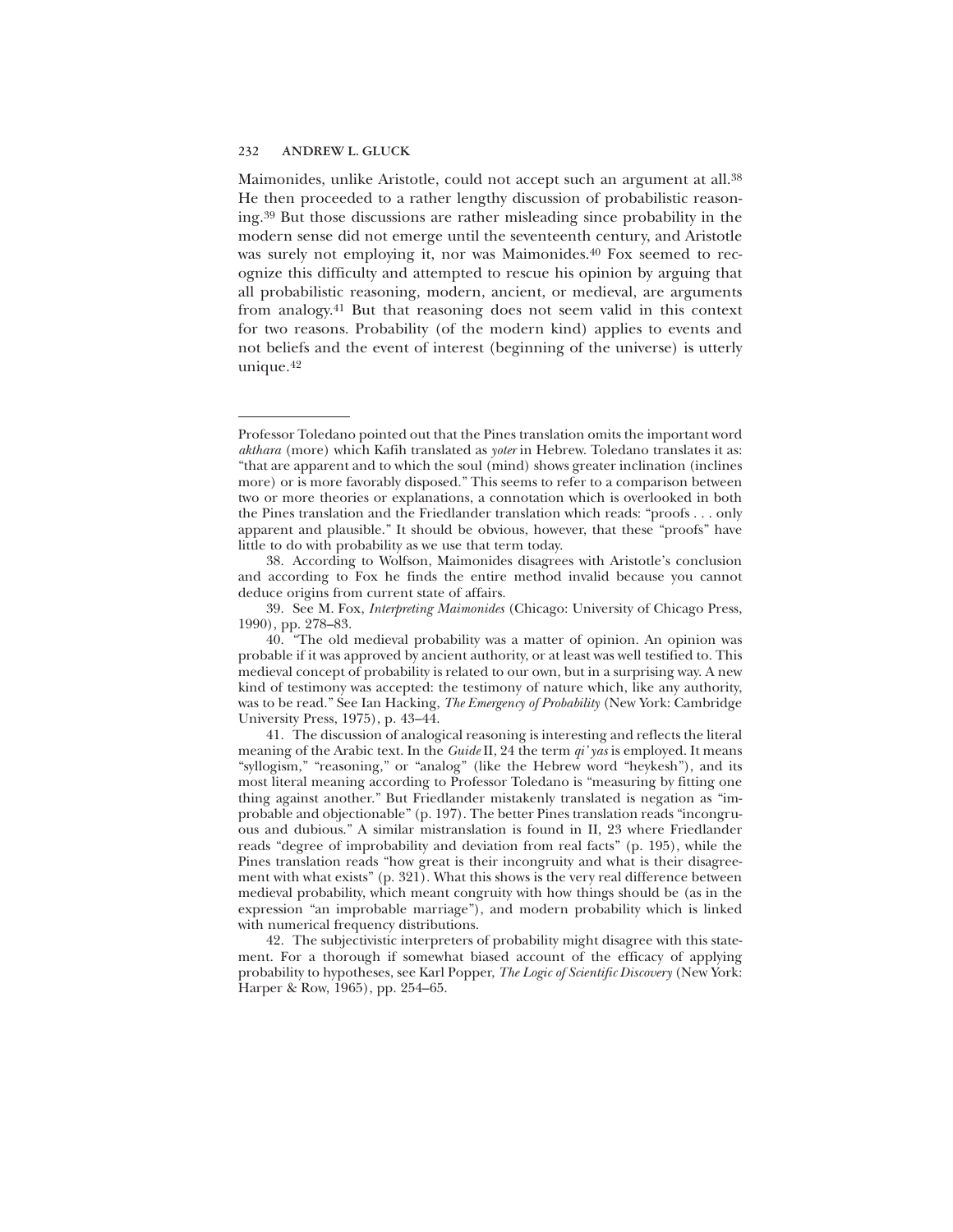Maimonides, unlike Aristotle, could not accept such an argument at all.[38] He then proceeded to a rather lengthy discussion of probabilistic reasoning.[39] But those discussions are rather misleading since probability in the modern sense did not emerge until the seventeenth century, and Aristotle was surely not employing it, nor was Maimonides.[40] Fox seemed to recognize this difficulty and attempted to rescue his opinion by arguing that all probabilistic reasoning, modern, ancient, or medieval, are arguments from analogy.[41] But that reasoning does not seem valid in this context for two reasons. Probability (of the modern kind) applies to events and not beliefs and the event of interest (beginning of the universe) is utterly unique.[42]

---

Professor Toledano pointed out that the Pines translation omits the important word *akthara* (more) which Kafih translated as *yoter* in Hebrew. Toledano translates it as: "that are apparent and to which the soul (mind) shows greater inclination (inclines more) or is more favorably disposed." This seems to refer to a comparison between two or more theories or explanations, a connotation which is overlooked in both the Pines translation and the Friedlander translation which reads: "proofs . . . only apparent and plausible." It should be obvious, however, that these "proofs" have little to do with probability as we use that term today.

38. According to Wolfson, Maimonides disagrees with Aristotle's conclusion and according to Fox he finds the entire method invalid because you cannot deduce origins from current state of affairs.

39. See M. Fox, *Interpreting Maimonides* (Chicago: University of Chicago Press, 1990), pp. 278–83.

40. "The old medieval probability was a matter of opinion. An opinion was probable if it was approved by ancient authority, or at least was well testified to. This medieval concept of probability is related to our own, but in a surprising way. A new kind of testimony was accepted: the testimony of nature which, like any authority, was to be read." See Ian Hacking, *The Emergency of Probability* (New York: Cambridge University Press, 1975), p. 43–44.

41. The discussion of analogical reasoning is interesting and reflects the literal meaning of the Arabic text. In the *Guide* II, 24 the term *qi'yas* is employed. It means "syllogism," "reasoning," or "analog" (like the Hebrew word "heykesh"), and its most literal meaning according to Professor Toledano is "measuring by fitting one thing against another." But Friedlander mistakenly translated is negation as "improbable and objectionable" (p. 197). The better Pines translation reads "incongruous and dubious." A similar mistranslation is found in II, 23 where Friedlander reads "degree of improbability and deviation from real facts" (p. 195), while the Pines translation reads "how great is their incongruity and what is their disagreement with what exists" (p. 321). What this shows is the very real difference between medieval probability, which meant congruity with how things should be (as in the expression "an improbable marriage"), and modern probability which is linked with numerical frequency distributions.

42. The subjectivistic interpreters of probability might disagree with this statement. For a thorough if somewhat biased account of the efficacy of applying probability to hypotheses, see Karl Popper, *The Logic of Scientific Discovery* (New York: Harper & Row, 1965), pp. 254–65.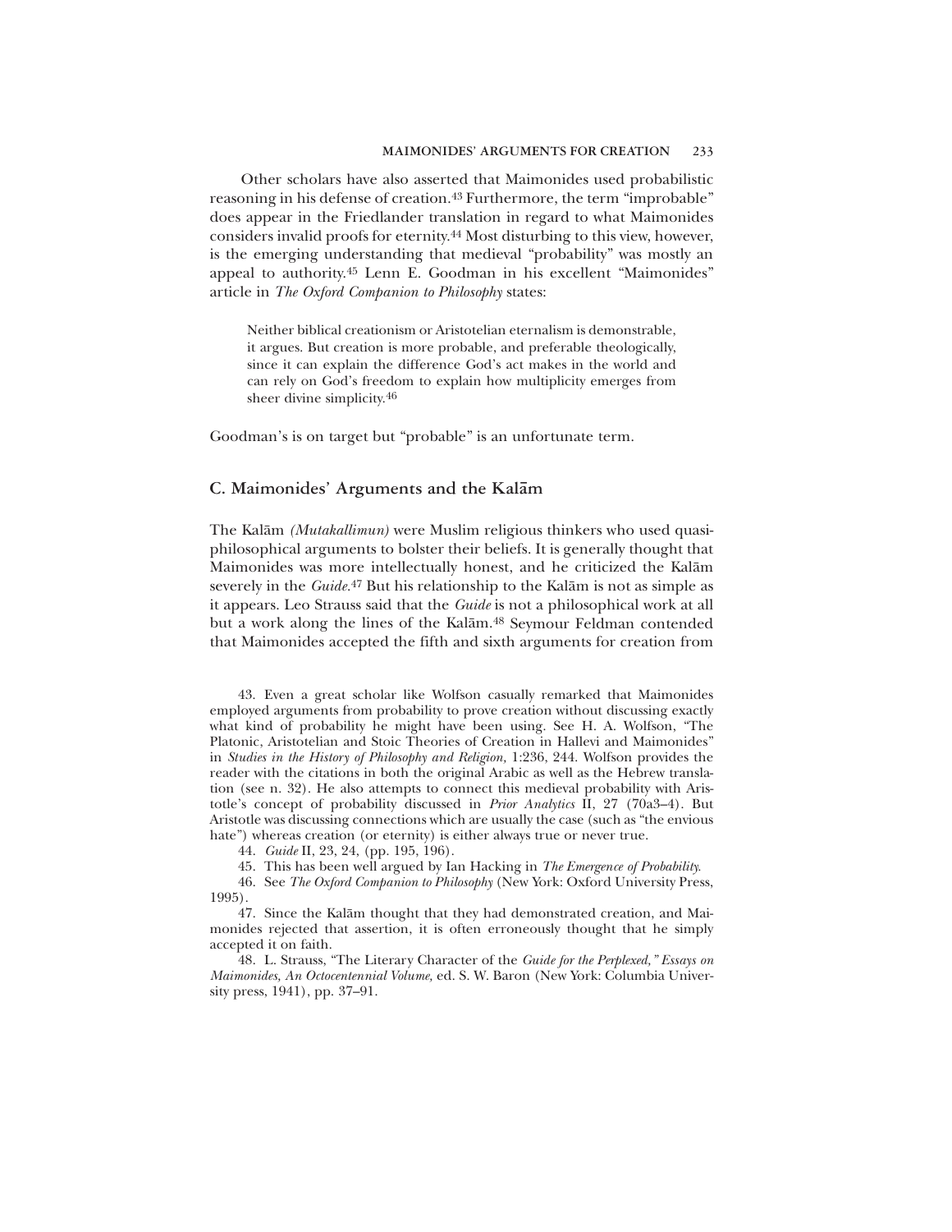Other scholars have also asserted that Maimonides used probabilistic reasoning in his defense of creation.[43] Furthermore, the term "improbable" does appear in the Friedlander translation in regard to what Maimonides considers invalid proofs for eternity.[44] Most disturbing to this view, however, is the emerging understanding that medieval "probability" was mostly an appeal to authority.[45] Lenn E. Goodman in his excellent "Maimonides" article in *The Oxford Companion to Philosophy* states:

> Neither biblical creationism or Aristotelian eternalism is demonstrable, it argues. But creation is more probable, and preferable theologically, since it can explain the difference God's act makes in the world and can rely on God's freedom to explain how multiplicity emerges from sheer divine simplicity.[46]

Goodman's is on target but "probable" is an unfortunate term.

## C. Maimonides' Arguments and the Kalām

The Kalām *(Mutakallimun)* were Muslim religious thinkers who used quasi-philosophical arguments to bolster their beliefs. It is generally thought that Maimonides was more intellectually honest, and he criticized the Kalām severely in the *Guide*.[47] But his relationship to the Kalām is not as simple as it appears. Leo Strauss said that the *Guide* is not a philosophical work at all but a work along the lines of the Kalām.[48] Seymour Feldman contended that Maimonides accepted the fifth and sixth arguments for creation from

43. Even a great scholar like Wolfson casually remarked that Maimonides employed arguments from probability to prove creation without discussing exactly what kind of probability he might have been using. See H. A. Wolfson, "The Platonic, Aristotelian and Stoic Theories of Creation in Hallevi and Maimonides" in *Studies in the History of Philosophy and Religion,* 1:236, 244. Wolfson provides the reader with the citations in both the original Arabic as well as the Hebrew translation (see n. 32). He also attempts to connect this medieval probability with Aristotle's concept of probability discussed in *Prior Analytics* II, 27 (70a3–4). But Aristotle was discussing connections which are usually the case (such as "the envious hate") whereas creation (or eternity) is either always true or never true.

44. *Guide* II, 23, 24, (pp. 195, 196).

45. This has been well argued by Ian Hacking in *The Emergence of Probability.*

46. See *The Oxford Companion to Philosophy* (New York: Oxford University Press, 1995).

47. Since the Kalām thought that they had demonstrated creation, and Maimonides rejected that assertion, it is often erroneously thought that he simply accepted it on faith.

48. L. Strauss, "The Literary Character of the *Guide for the Perplexed,*" *Essays on Maimonides, An Octocentennial Volume,* ed. S. W. Baron (New York: Columbia University press, 1941), pp. 37–91.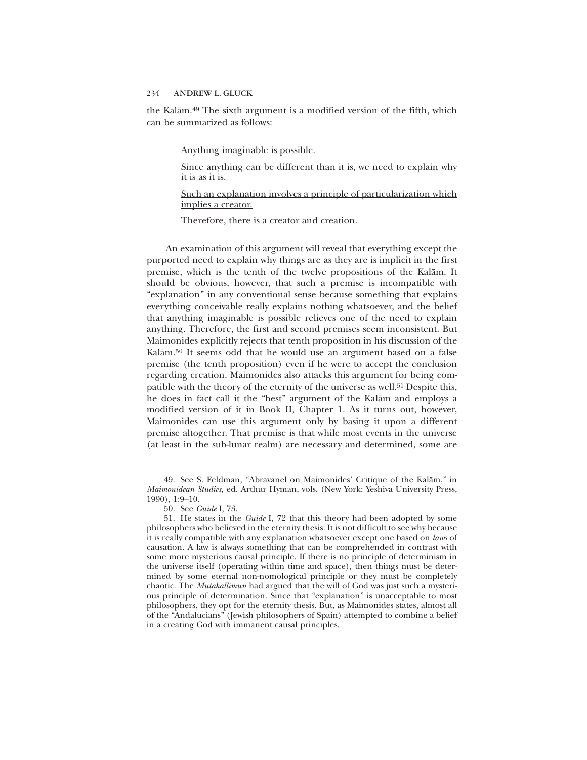the Kalām.[49] The sixth argument is a modified version of the fifth, which can be summarized as follows:

> Anything imaginable is possible.
>
> Since anything can be different than it is, we need to explain why it is as it is.
>
> <u>Such an explanation involves a principle of particularization which implies a creator.</u>
>
> Therefore, there is a creator and creation.

An examination of this argument will reveal that everything except the purported need to explain why things are as they are is implicit in the first premise, which is the tenth of the twelve propositions of the Kalām. It should be obvious, however, that such a premise is incompatible with "explanation" in any conventional sense because something that explains everything conceivable really explains nothing whatsoever, and the belief that anything imaginable is possible relieves one of the need to explain anything. Therefore, the first and second premises seem inconsistent. But Maimonides explicitly rejects that tenth proposition in his discussion of the Kalām.[50] It seems odd that he would use an argument based on a false premise (the tenth proposition) even if he were to accept the conclusion regarding creation. Maimonides also attacks this argument for being compatible with the theory of the eternity of the universe as well.[51] Despite this, he does in fact call it the "best" argument of the Kalām and employs a modified version of it in Book II, Chapter 1. As it turns out, however, Maimonides can use this argument only by basing it upon a different premise altogether. That premise is that while most events in the universe (at least in the sub-lunar realm) are necessary and determined, some are

49. See S. Feldman, "Abravanel on Maimonides' Critique of the Kalām," in *Maimonidean Studies,* ed. Arthur Hyman, vols. (New York: Yeshiva University Press, 1990), 1:9–10.

50. See *Guide* I, 73.

51. He states in the *Guide* I, 72 that this theory had been adopted by some philosophers who believed in the eternity thesis. It is not difficult to see why because it is really compatible with any explanation whatsoever except one based on *laws* of causation. A law is always something that can be comprehended in contrast with some more mysterious causal principle. If there is no principle of determinism in the universe itself (operating within time and space), then things must be determined by some eternal non-nomological principle or they must be completely chaotic. The *Mutakallimun* had argued that the will of God was just such a mysterious principle of determination. Since that "explanation" is unacceptable to most philosophers, they opt for the eternity thesis. But, as Maimonides states, almost all of the "Andalucians" (Jewish philosophers of Spain) attempted to combine a belief in a creating God with immanent causal principles.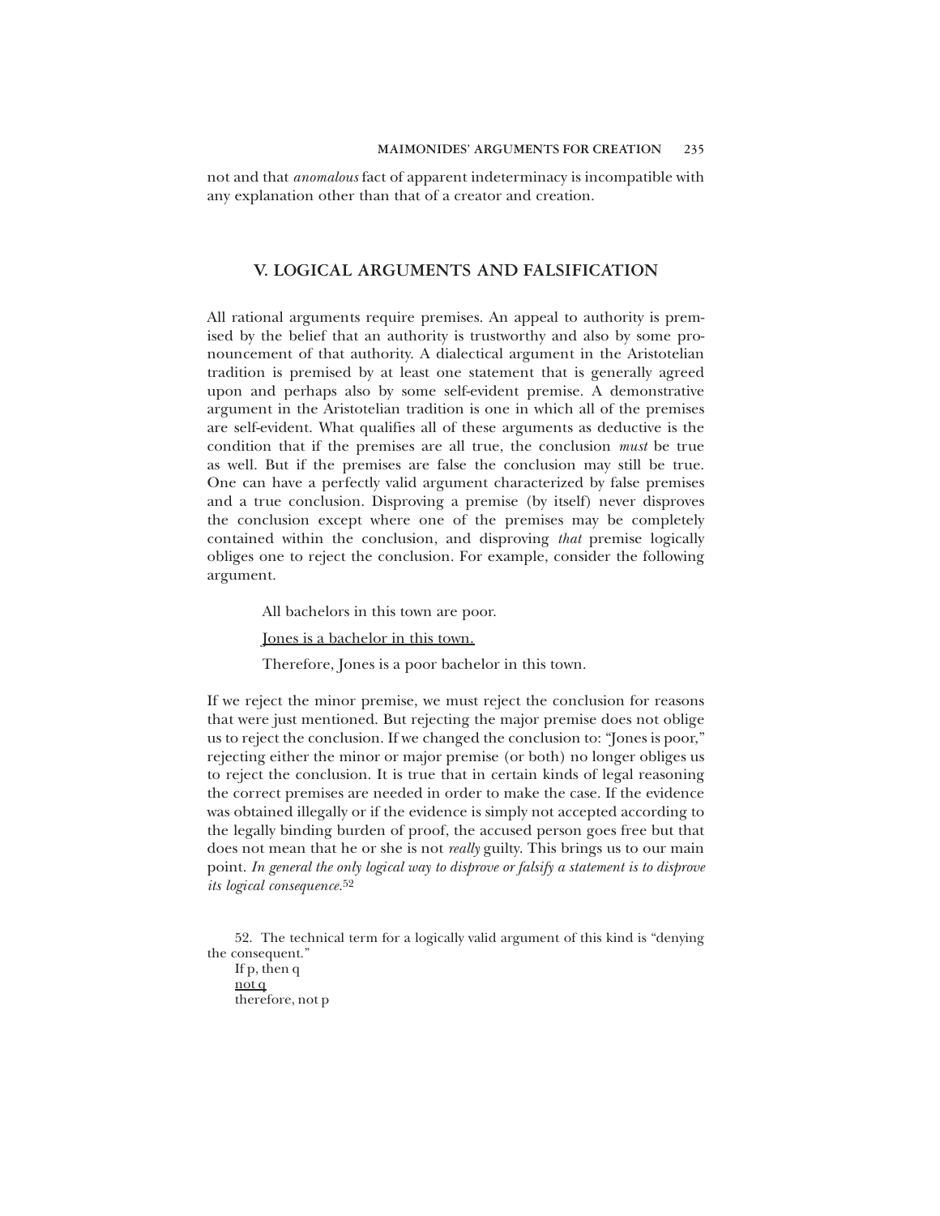not and that *anomalous* fact of apparent indeterminacy is incompatible with any explanation other than that of a creator and creation.

## V. LOGICAL ARGUMENTS AND FALSIFICATION

All rational arguments require premises. An appeal to authority is premised by the belief that an authority is trustworthy and also by some pronouncement of that authority. A dialectical argument in the Aristotelian tradition is premised by at least one statement that is generally agreed upon and perhaps also by some self-evident premise. A demonstrative argument in the Aristotelian tradition is one in which all of the premises are self-evident. What qualifies all of these arguments as deductive is the condition that if the premises are all true, the conclusion *must* be true as well. But if the premises are false the conclusion may still be true. One can have a perfectly valid argument characterized by false premises and a true conclusion. Disproving a premise (by itself) never disproves the conclusion except where one of the premises may be completely contained within the conclusion, and disproving *that* premise logically obliges one to reject the conclusion. For example, consider the following argument.

> All bachelors in this town are poor.
>
> <u>Jones is a bachelor in this town.</u>
>
> Therefore, Jones is a poor bachelor in this town.

If we reject the minor premise, we must reject the conclusion for reasons that were just mentioned. But rejecting the major premise does not oblige us to reject the conclusion. If we changed the conclusion to: "Jones is poor," rejecting either the minor or major premise (or both) no longer obliges us to reject the conclusion. It is true that in certain kinds of legal reasoning the correct premises are needed in order to make the case. If the evidence was obtained illegally or if the evidence is simply not accepted according to the legally binding burden of proof, the accused person goes free but that does not mean that he or she is not *really* guilty. This brings us to our main point. *In general the only logical way to disprove or falsify a statement is to disprove its logical consequence.*[52]

---

52. The technical term for a logically valid argument of this kind is "denying the consequent."

If p, then q
<u>not q</u>
therefore, not p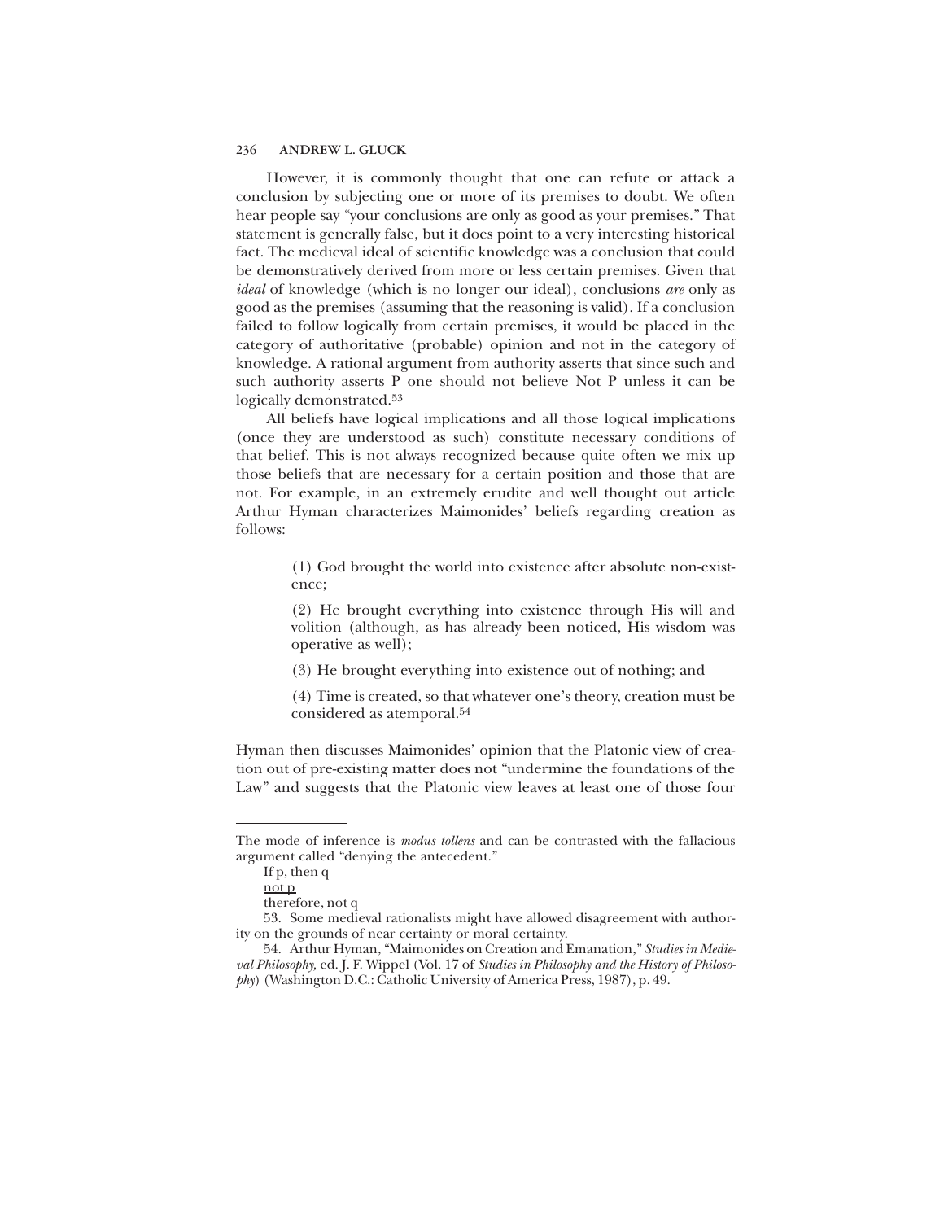However, it is commonly thought that one can refute or attack a conclusion by subjecting one or more of its premises to doubt. We often hear people say "your conclusions are only as good as your premises." That statement is generally false, but it does point to a very interesting historical fact. The medieval ideal of scientific knowledge was a conclusion that could be demonstratively derived from more or less certain premises. Given that *ideal* of knowledge (which is no longer our ideal), conclusions *are* only as good as the premises (assuming that the reasoning is valid). If a conclusion failed to follow logically from certain premises, it would be placed in the category of authoritative (probable) opinion and not in the category of knowledge. A rational argument from authority asserts that since such and such authority asserts P one should not believe Not P unless it can be logically demonstrated.[53]

All beliefs have logical implications and all those logical implications (once they are understood as such) constitute necessary conditions of that belief. This is not always recognized because quite often we mix up those beliefs that are necessary for a certain position and those that are not. For example, in an extremely erudite and well thought out article Arthur Hyman characterizes Maimonides' beliefs regarding creation as follows:

> (1) God brought the world into existence after absolute non-existence;
>
> (2) He brought everything into existence through His will and volition (although, as has already been noticed, His wisdom was operative as well);
>
> (3) He brought everything into existence out of nothing; and
>
> (4) Time is created, so that whatever one's theory, creation must be considered as atemporal.[54]

Hyman then discusses Maimonides' opinion that the Platonic view of creation out of pre-existing matter does not "undermine the foundations of the Law" and suggests that the Platonic view leaves at least one of those four

---

The mode of inference is *modus tollens* and can be contrasted with the fallacious argument called "denying the antecedent."

If p, then q
not p
therefore, not q

53. Some medieval rationalists might have allowed disagreement with authority on the grounds of near certainty or moral certainty.

54. Arthur Hyman, "Maimonides on Creation and Emanation," *Studies in Medieval Philosophy,* ed. J. F. Wippel (Vol. 17 of *Studies in Philosophy and the History of Philosophy*) (Washington D.C.: Catholic University of America Press, 1987), p. 49.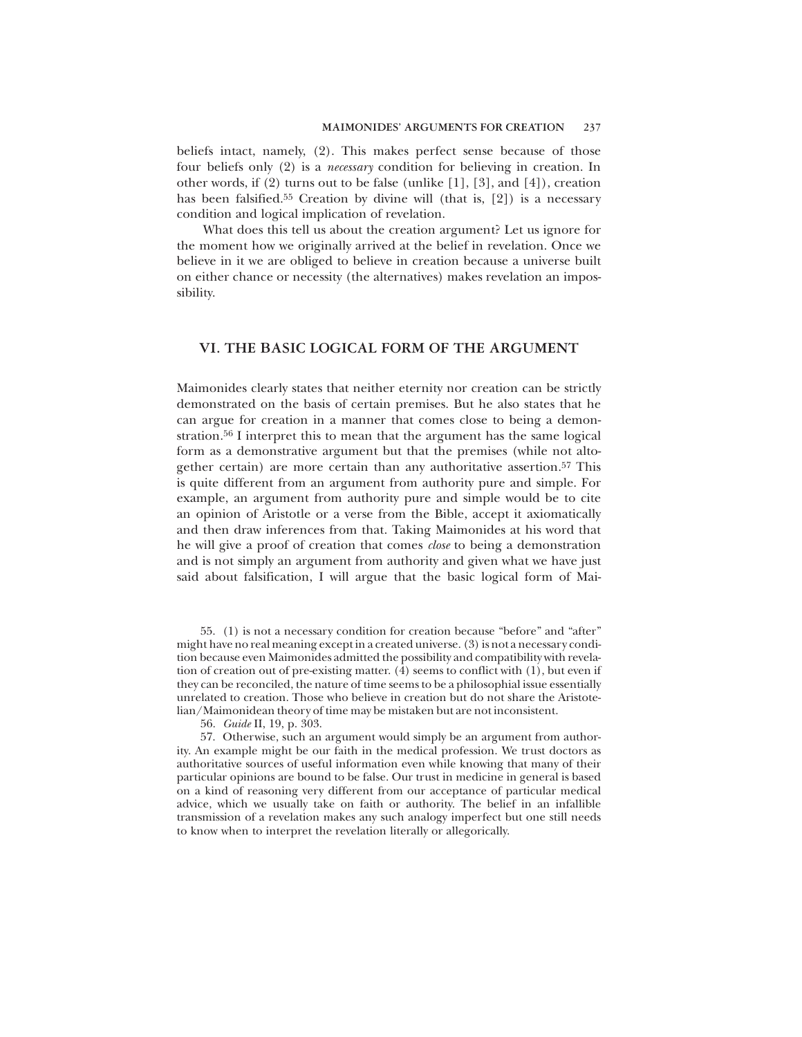beliefs intact, namely, (2). This makes perfect sense because of those four beliefs only (2) is a *necessary* condition for believing in creation. In other words, if (2) turns out to be false (unlike [1], [3], and [4]), creation has been falsified.[55] Creation by divine will (that is, [2]) is a necessary condition and logical implication of revelation.

What does this tell us about the creation argument? Let us ignore for the moment how we originally arrived at the belief in revelation. Once we believe in it we are obliged to believe in creation because a universe built on either chance or necessity (the alternatives) makes revelation an impossibility.

## VI. THE BASIC LOGICAL FORM OF THE ARGUMENT

Maimonides clearly states that neither eternity nor creation can be strictly demonstrated on the basis of certain premises. But he also states that he can argue for creation in a manner that comes close to being a demonstration.[56] I interpret this to mean that the argument has the same logical form as a demonstrative argument but that the premises (while not altogether certain) are more certain than any authoritative assertion.[57] This is quite different from an argument from authority pure and simple. For example, an argument from authority pure and simple would be to cite an opinion of Aristotle or a verse from the Bible, accept it axiomatically and then draw inferences from that. Taking Maimonides at his word that he will give a proof of creation that comes *close* to being a demonstration and is not simply an argument from authority and given what we have just said about falsification, I will argue that the basic logical form of Mai-

55. (1) is not a necessary condition for creation because "before" and "after" might have no real meaning except in a created universe. (3) is not a necessary condition because even Maimonides admitted the possibility and compatibility with revelation of creation out of pre-existing matter. (4) seems to conflict with (1), but even if they can be reconciled, the nature of time seems to be a philosophial issue essentially unrelated to creation. Those who believe in creation but do not share the Aristotelian/Maimonidean theory of time may be mistaken but are not inconsistent.

56. *Guide* II, 19, p. 303.

57. Otherwise, such an argument would simply be an argument from authority. An example might be our faith in the medical profession. We trust doctors as authoritative sources of useful information even while knowing that many of their particular opinions are bound to be false. Our trust in medicine in general is based on a kind of reasoning very different from our acceptance of particular medical advice, which we usually take on faith or authority. The belief in an infallible transmission of a revelation makes any such analogy imperfect but one still needs to know when to interpret the revelation literally or allegorically.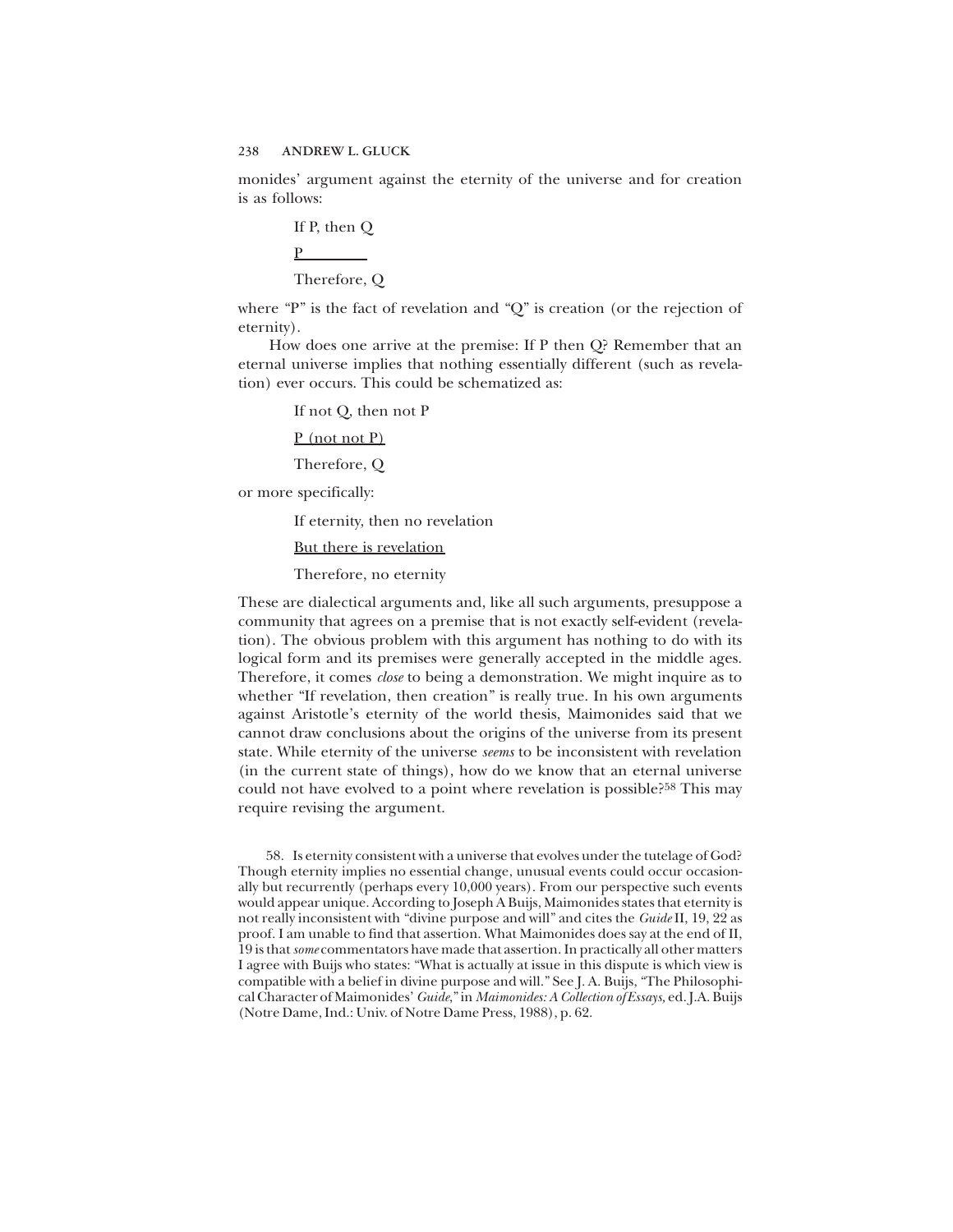monides' argument against the eternity of the universe and for creation is as follows:

> If P, then Q
>
> <u>P</u>
>
> Therefore, Q

where "P" is the fact of revelation and "Q" is creation (or the rejection of eternity).

How does one arrive at the premise: If P then Q? Remember that an eternal universe implies that nothing essentially different (such as revelation) ever occurs. This could be schematized as:

> If not Q, then not P
>
> <u>P (not not P)</u>
>
> Therefore, Q

or more specifically:

> If eternity, then no revelation
>
> <u>But there is revelation</u>
>
> Therefore, no eternity

These are dialectical arguments and, like all such arguments, presuppose a community that agrees on a premise that is not exactly self-evident (revelation). The obvious problem with this argument has nothing to do with its logical form and its premises were generally accepted in the middle ages. Therefore, it comes *close* to being a demonstration. We might inquire as to whether "If revelation, then creation" is really true. In his own arguments against Aristotle's eternity of the world thesis, Maimonides said that we cannot draw conclusions about the origins of the universe from its present state. While eternity of the universe *seems* to be inconsistent with revelation (in the current state of things), how do we know that an eternal universe could not have evolved to a point where revelation is possible?[58] This may require revising the argument.

58. Is eternity consistent with a universe that evolves under the tutelage of God? Though eternity implies no essential change, unusual events could occur occasionally but recurrently (perhaps every 10,000 years). From our perspective such events would appear unique. According to Joseph A Buijs, Maimonides states that eternity is not really inconsistent with "divine purpose and will" and cites the *Guide* II, 19, 22 as proof. I am unable to find that assertion. What Maimonides does say at the end of II, 19 is that *some* commentators have made that assertion. In practically all other matters I agree with Buijs who states: "What is actually at issue in this dispute is which view is compatible with a belief in divine purpose and will." See J. A. Buijs, "The Philosophical Character of Maimonides' *Guide*," in *Maimonides: A Collection of Essays*, ed. J.A. Buijs (Notre Dame, Ind.: Univ. of Notre Dame Press, 1988), p. 62.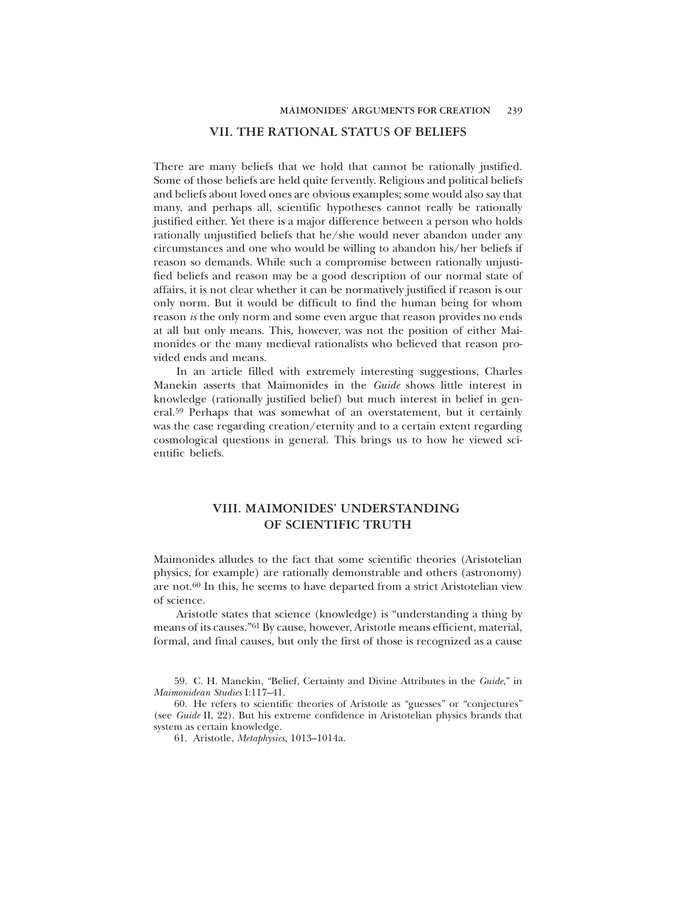## VII. THE RATIONAL STATUS OF BELIEFS

There are many beliefs that we hold that cannot be rationally justified. Some of those beliefs are held quite fervently. Religious and political beliefs and beliefs about loved ones are obvious examples; some would also say that many, and perhaps all, scientific hypotheses cannot really be rationally justified either. Yet there is a major difference between a person who holds rationally unjustified beliefs that he/she would never abandon under any circumstances and one who would be willing to abandon his/her beliefs if reason so demands. While such a compromise between rationally unjustified beliefs and reason may be a good description of our normal state of affairs, it is not clear whether it can be normatively justified if reason is our only norm. But it would be difficult to find the human being for whom reason *is* the only norm and some even argue that reason provides no ends at all but only means. This, however, was not the position of either Maimonides or the many medieval rationalists who believed that reason provided ends and means.

In an article filled with extremely interesting suggestions, Charles Manekin asserts that Maimonides in the *Guide* shows little interest in knowledge (rationally justified belief) but much interest in belief in general.[59] Perhaps that was somewhat of an overstatement, but it certainly was the case regarding creation/eternity and to a certain extent regarding cosmological questions in general. This brings us to how he viewed scientific beliefs.

## VIII. MAIMONIDES' UNDERSTANDING OF SCIENTIFIC TRUTH

Maimonides alludes to the fact that some scientific theories (Aristotelian physics, for example) are rationally demonstrable and others (astronomy) are not.[60] In this, he seems to have departed from a strict Aristotelian view of science.

Aristotle states that science (knowledge) is "understanding a thing by means of its causes."[61] By cause, however, Aristotle means efficient, material, formal, and final causes, but only the first of those is recognized as a cause

59. C. H. Manekin, "Belief, Certainty and Divine Attributes in the *Guide*," in *Maimonidean Studies* I:117–41.

60. He refers to scientific theories of Aristotle as "guesses" or "conjectures" (see *Guide* II, 22). But his extreme confidence in Aristotelian physics brands that system as certain knowledge.

61. Aristotle, *Metaphysics*, 1013–1014a.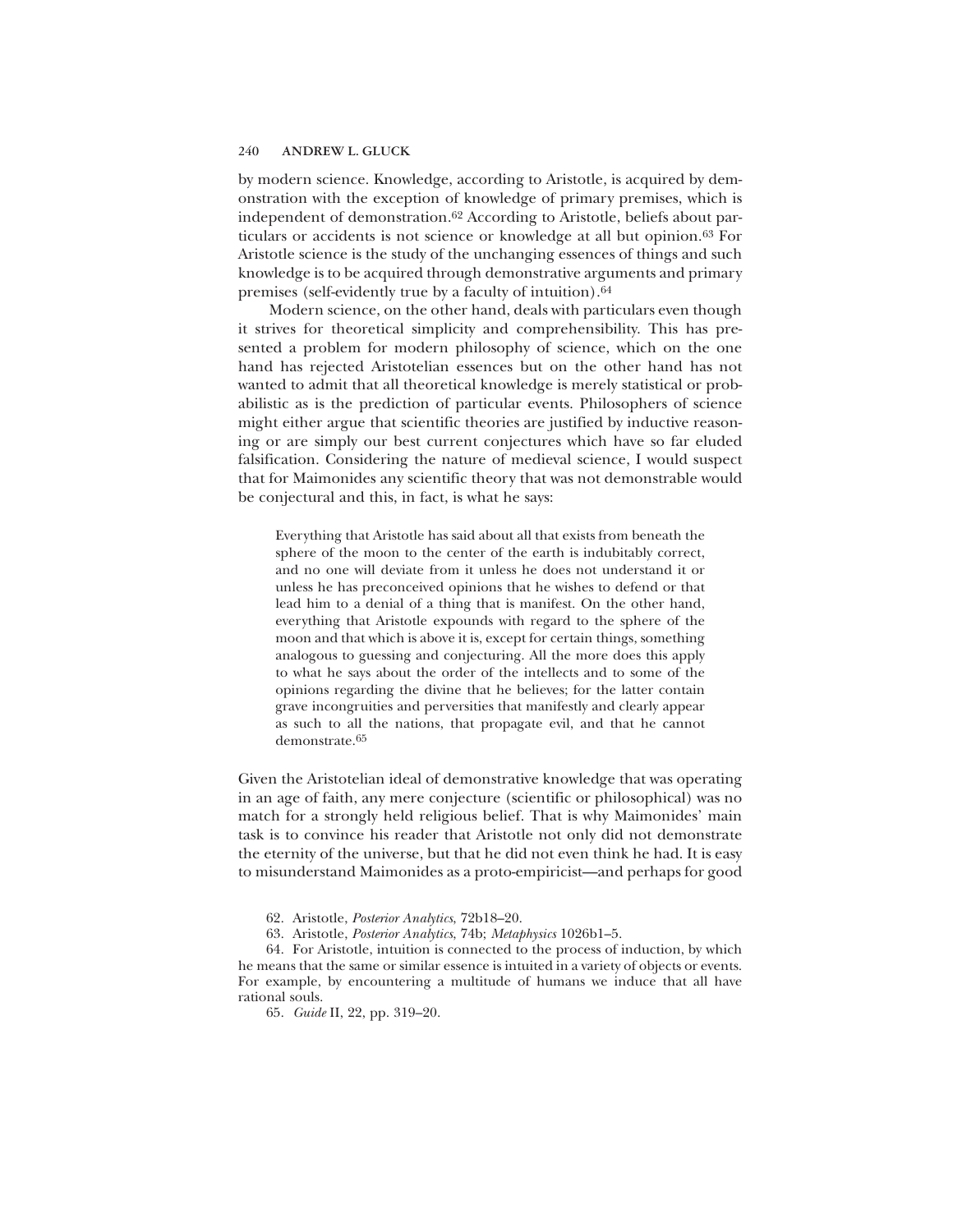by modern science. Knowledge, according to Aristotle, is acquired by demonstration with the exception of knowledge of primary premises, which is independent of demonstration.[62] According to Aristotle, beliefs about particulars or accidents is not science or knowledge at all but opinion.[63] For Aristotle science is the study of the unchanging essences of things and such knowledge is to be acquired through demonstrative arguments and primary premises (self-evidently true by a faculty of intuition).[64]

Modern science, on the other hand, deals with particulars even though it strives for theoretical simplicity and comprehensibility. This has presented a problem for modern philosophy of science, which on the one hand has rejected Aristotelian essences but on the other hand has not wanted to admit that all theoretical knowledge is merely statistical or probabilistic as is the prediction of particular events. Philosophers of science might either argue that scientific theories are justified by inductive reasoning or are simply our best current conjectures which have so far eluded falsification. Considering the nature of medieval science, I would suspect that for Maimonides any scientific theory that was not demonstrable would be conjectural and this, in fact, is what he says:

> Everything that Aristotle has said about all that exists from beneath the sphere of the moon to the center of the earth is indubitably correct, and no one will deviate from it unless he does not understand it or unless he has preconceived opinions that he wishes to defend or that lead him to a denial of a thing that is manifest. On the other hand, everything that Aristotle expounds with regard to the sphere of the moon and that which is above it is, except for certain things, something analogous to guessing and conjecturing. All the more does this apply to what he says about the order of the intellects and to some of the opinions regarding the divine that he believes; for the latter contain grave incongruities and perversities that manifestly and clearly appear as such to all the nations, that propagate evil, and that he cannot demonstrate.[65]

Given the Aristotelian ideal of demonstrative knowledge that was operating in an age of faith, any mere conjecture (scientific or philosophical) was no match for a strongly held religious belief. That is why Maimonides' main task is to convince his reader that Aristotle not only did not demonstrate the eternity of the universe, but that he did not even think he had. It is easy to misunderstand Maimonides as a proto-empiricist—and perhaps for good

62. Aristotle, *Posterior Analytics*, 72b18–20.

63. Aristotle, *Posterior Analytics*, 74b; *Metaphysics* 1026b1–5.

64. For Aristotle, intuition is connected to the process of induction, by which he means that the same or similar essence is intuited in a variety of objects or events. For example, by encountering a multitude of humans we induce that all have rational souls.

65. *Guide* II, 22, pp. 319–20.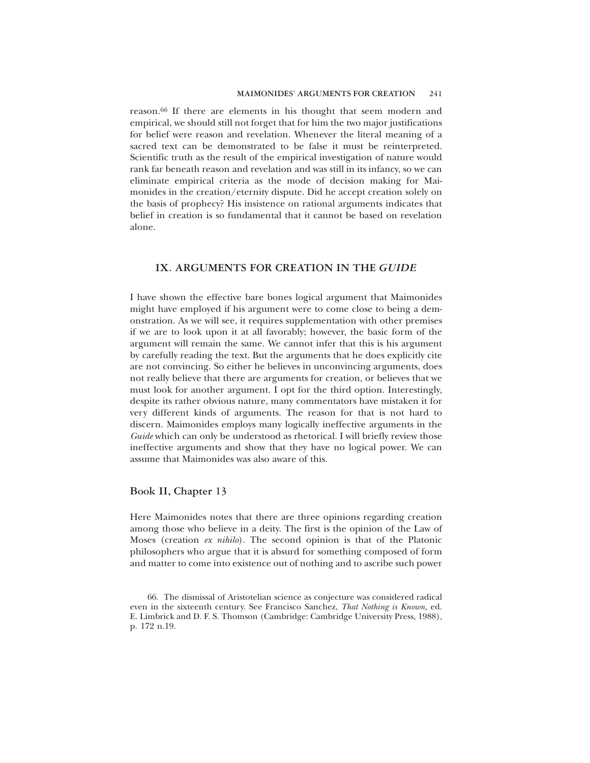reason.[66] If there are elements in his thought that seem modern and empirical, we should still not forget that for him the two major justifications for belief were reason and revelation. Whenever the literal meaning of a sacred text can be demonstrated to be false it must be reinterpreted. Scientific truth as the result of the empirical investigation of nature would rank far beneath reason and revelation and was still in its infancy, so we can eliminate empirical criteria as the mode of decision making for Maimonides in the creation/eternity dispute. Did he accept creation solely on the basis of prophecy? His insistence on rational arguments indicates that belief in creation is so fundamental that it cannot be based on revelation alone.

## IX. ARGUMENTS FOR CREATION IN THE *GUIDE*

I have shown the effective bare bones logical argument that Maimonides might have employed if his argument were to come close to being a demonstration. As we will see, it requires supplementation with other premises if we are to look upon it at all favorably; however, the basic form of the argument will remain the same. We cannot infer that this is his argument by carefully reading the text. But the arguments that he does explicitly cite are not convincing. So either he believes in unconvincing arguments, does not really believe that there are arguments for creation, or believes that we must look for another argument. I opt for the third option. Interestingly, despite its rather obvious nature, many commentators have mistaken it for very different kinds of arguments. The reason for that is not hard to discern. Maimonides employs many logically ineffective arguments in the *Guide* which can only be understood as rhetorical. I will briefly review those ineffective arguments and show that they have no logical power. We can assume that Maimonides was also aware of this.

### Book II, Chapter 13

Here Maimonides notes that there are three opinions regarding creation among those who believe in a deity. The first is the opinion of the Law of Moses (creation *ex nihilo*). The second opinion is that of the Platonic philosophers who argue that it is absurd for something composed of form and matter to come into existence out of nothing and to ascribe such power

66. The dismissal of Aristotelian science as conjecture was considered radical even in the sixteenth century. See Francisco Sanchez, *That Nothing is Known,* ed. E. Limbrick and D. F. S. Thomson (Cambridge: Cambridge University Press, 1988), p. 172 n.19.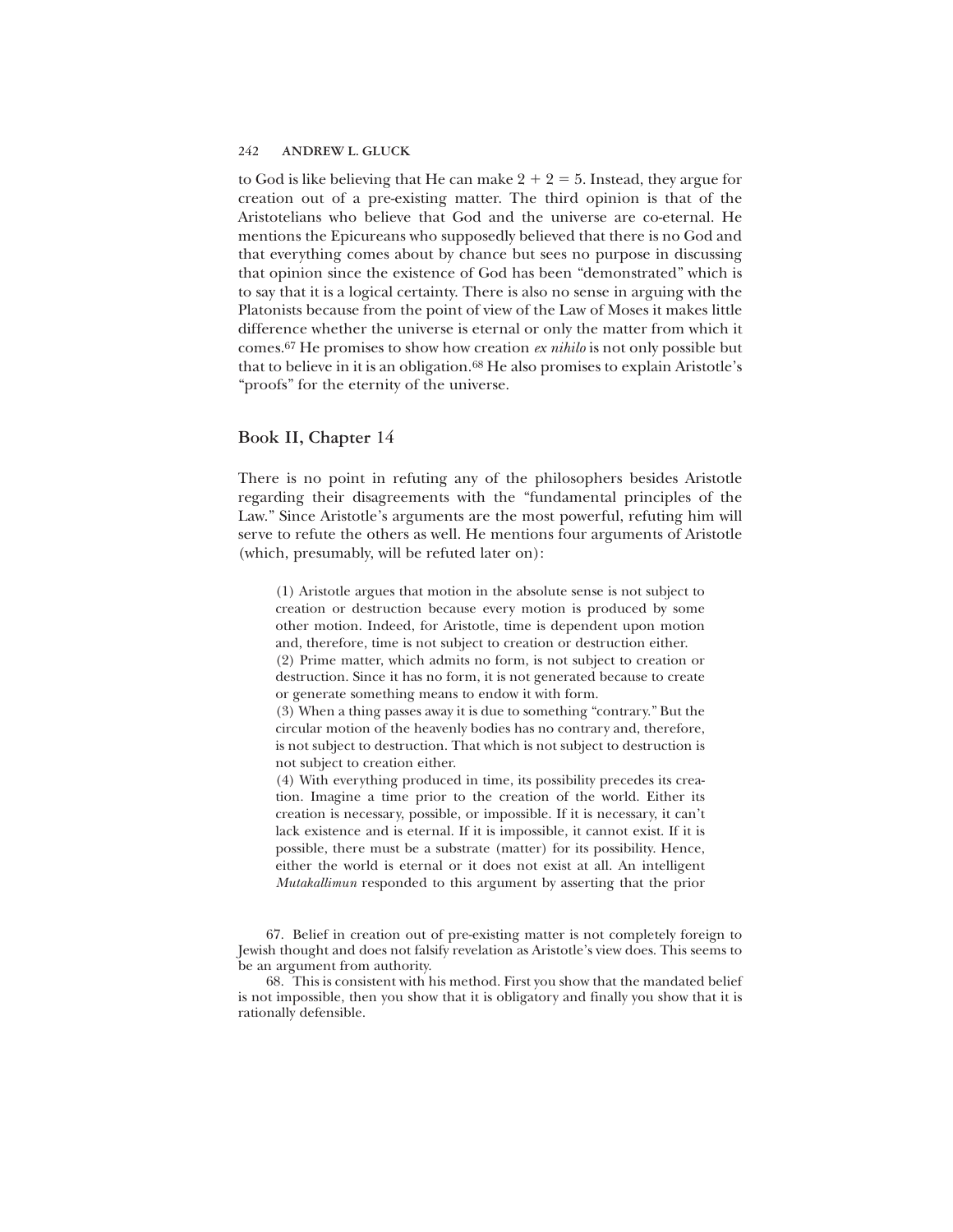to God is like believing that He can make $2 + 2 = 5$. Instead, they argue for creation out of a pre-existing matter. The third opinion is that of the Aristotelians who believe that God and the universe are co-eternal. He mentions the Epicureans who supposedly believed that there is no God and that everything comes about by chance but sees no purpose in discussing that opinion since the existence of God has been "demonstrated" which is to say that it is a logical certainty. There is also no sense in arguing with the Platonists because from the point of view of the Law of Moses it makes little difference whether the universe is eternal or only the matter from which it comes.[67] He promises to show how creation *ex nihilo* is not only possible but that to believe in it is an obligation.[68] He also promises to explain Aristotle's "proofs" for the eternity of the universe.

## Book II, Chapter 14

There is no point in refuting any of the philosophers besides Aristotle regarding their disagreements with the "fundamental principles of the Law." Since Aristotle's arguments are the most powerful, refuting him will serve to refute the others as well. He mentions four arguments of Aristotle (which, presumably, will be refuted later on):

> (1) Aristotle argues that motion in the absolute sense is not subject to creation or destruction because every motion is produced by some other motion. Indeed, for Aristotle, time is dependent upon motion and, therefore, time is not subject to creation or destruction either.
> (2) Prime matter, which admits no form, is not subject to creation or destruction. Since it has no form, it is not generated because to create or generate something means to endow it with form.
> (3) When a thing passes away it is due to something "contrary." But the circular motion of the heavenly bodies has no contrary and, therefore, is not subject to destruction. That which is not subject to destruction is not subject to creation either.
> (4) With everything produced in time, its possibility precedes its creation. Imagine a time prior to the creation of the world. Either its creation is necessary, possible, or impossible. If it is necessary, it can't lack existence and is eternal. If it is impossible, it cannot exist. If it is possible, there must be a substrate (matter) for its possibility. Hence, either the world is eternal or it does not exist at all. An intelligent *Mutakallimun* responded to this argument by asserting that the prior

67. Belief in creation out of pre-existing matter is not completely foreign to Jewish thought and does not falsify revelation as Aristotle's view does. This seems to be an argument from authority.

68. This is consistent with his method. First you show that the mandated belief is not impossible, then you show that it is obligatory and finally you show that it is rationally defensible.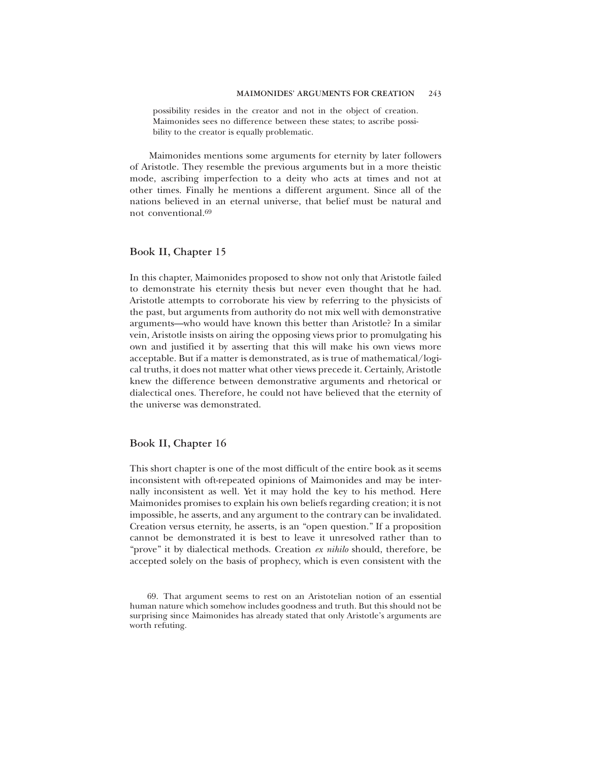possibility resides in the creator and not in the object of creation. Maimonides sees no difference between these states; to ascribe possibility to the creator is equally problematic.

Maimonides mentions some arguments for eternity by later followers of Aristotle. They resemble the previous arguments but in a more theistic mode, ascribing imperfection to a deity who acts at times and not at other times. Finally he mentions a different argument. Since all of the nations believed in an eternal universe, that belief must be natural and not conventional.[69]

## Book II, Chapter 15

In this chapter, Maimonides proposed to show not only that Aristotle failed to demonstrate his eternity thesis but never even thought that he had. Aristotle attempts to corroborate his view by referring to the physicists of the past, but arguments from authority do not mix well with demonstrative arguments—who would have known this better than Aristotle? In a similar vein, Aristotle insists on airing the opposing views prior to promulgating his own and justified it by asserting that this will make his own views more acceptable. But if a matter is demonstrated, as is true of mathematical/logical truths, it does not matter what other views precede it. Certainly, Aristotle knew the difference between demonstrative arguments and rhetorical or dialectical ones. Therefore, he could not have believed that the eternity of the universe was demonstrated.

## Book II, Chapter 16

This short chapter is one of the most difficult of the entire book as it seems inconsistent with oft-repeated opinions of Maimonides and may be internally inconsistent as well. Yet it may hold the key to his method. Here Maimonides promises to explain his own beliefs regarding creation; it is not impossible, he asserts, and any argument to the contrary can be invalidated. Creation versus eternity, he asserts, is an "open question." If a proposition cannot be demonstrated it is best to leave it unresolved rather than to "prove" it by dialectical methods. Creation *ex nihilo* should, therefore, be accepted solely on the basis of prophecy, which is even consistent with the

69. That argument seems to rest on an Aristotelian notion of an essential human nature which somehow includes goodness and truth. But this should not be surprising since Maimonides has already stated that only Aristotle's arguments are worth refuting.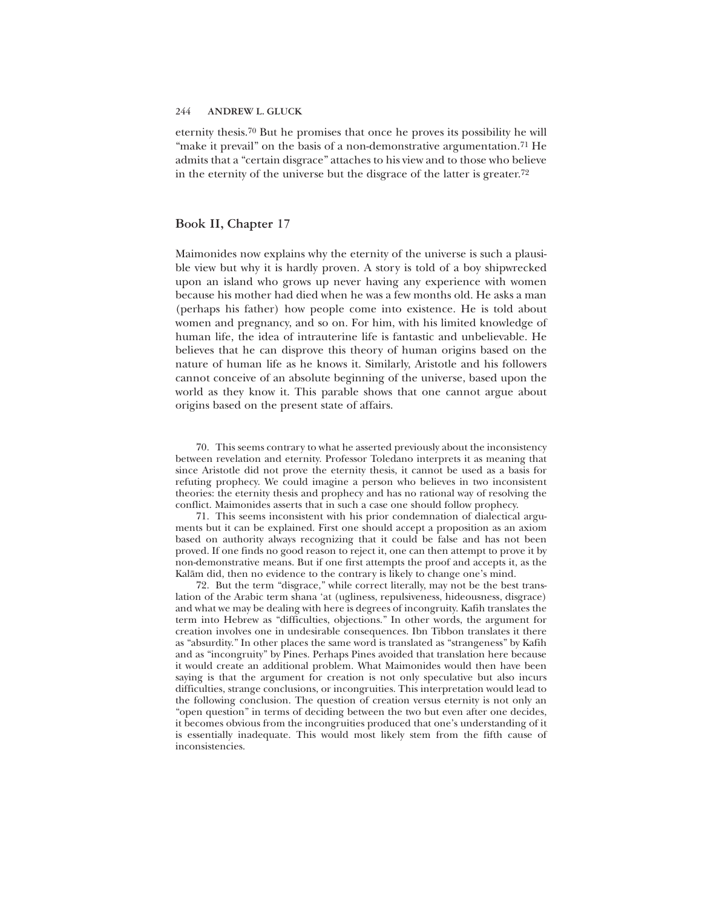eternity thesis.[70] But he promises that once he proves its possibility he will "make it prevail" on the basis of a non-demonstrative argumentation.[71] He admits that a "certain disgrace" attaches to his view and to those who believe in the eternity of the universe but the disgrace of the latter is greater.[72]

## Book II, Chapter 17

Maimonides now explains why the eternity of the universe is such a plausible view but why it is hardly proven. A story is told of a boy shipwrecked upon an island who grows up never having any experience with women because his mother had died when he was a few months old. He asks a man (perhaps his father) how people come into existence. He is told about women and pregnancy, and so on. For him, with his limited knowledge of human life, the idea of intrauterine life is fantastic and unbelievable. He believes that he can disprove this theory of human origins based on the nature of human life as he knows it. Similarly, Aristotle and his followers cannot conceive of an absolute beginning of the universe, based upon the world as they know it. This parable shows that one cannot argue about origins based on the present state of affairs.

70. This seems contrary to what he asserted previously about the inconsistency between revelation and eternity. Professor Toledano interprets it as meaning that since Aristotle did not prove the eternity thesis, it cannot be used as a basis for refuting prophecy. We could imagine a person who believes in two inconsistent theories: the eternity thesis and prophecy and has no rational way of resolving the conflict. Maimonides asserts that in such a case one should follow prophecy.

71. This seems inconsistent with his prior condemnation of dialectical arguments but it can be explained. First one should accept a proposition as an axiom based on authority always recognizing that it could be false and has not been proved. If one finds no good reason to reject it, one can then attempt to prove it by non-demonstrative means. But if one first attempts the proof and accepts it, as the Kalām did, then no evidence to the contrary is likely to change one's mind.

72. But the term "disgrace," while correct literally, may not be the best translation of the Arabic term shana 'at (ugliness, repulsiveness, hideousness, disgrace) and what we may be dealing with here is degrees of incongruity. Kafih translates the term into Hebrew as "difficulties, objections." In other words, the argument for creation involves one in undesirable consequences. Ibn Tibbon translates it there as "absurdity." In other places the same word is translated as "strangeness" by Kafih and as "incongruity" by Pines. Perhaps Pines avoided that translation here because it would create an additional problem. What Maimonides would then have been saying is that the argument for creation is not only speculative but also incurs difficulties, strange conclusions, or incongruities. This interpretation would lead to the following conclusion. The question of creation versus eternity is not only an "open question" in terms of deciding between the two but even after one decides, it becomes obvious from the incongruities produced that one's understanding of it is essentially inadequate. This would most likely stem from the fifth cause of inconsistencies.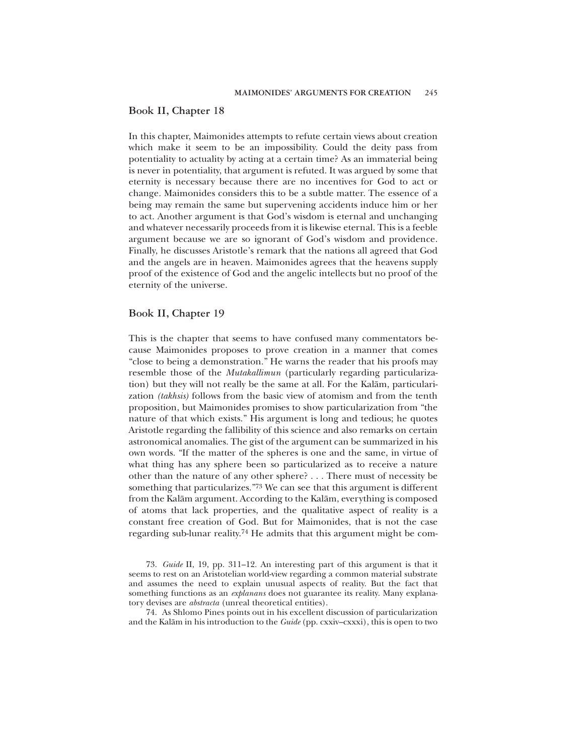## Book II, Chapter 18

In this chapter, Maimonides attempts to refute certain views about creation which make it seem to be an impossibility. Could the deity pass from potentiality to actuality by acting at a certain time? As an immaterial being is never in potentiality, that argument is refuted. It was argued by some that eternity is necessary because there are no incentives for God to act or change. Maimonides considers this to be a subtle matter. The essence of a being may remain the same but supervening accidents induce him or her to act. Another argument is that God's wisdom is eternal and unchanging and whatever necessarily proceeds from it is likewise eternal. This is a feeble argument because we are so ignorant of God's wisdom and providence. Finally, he discusses Aristotle's remark that the nations all agreed that God and the angels are in heaven. Maimonides agrees that the heavens supply proof of the existence of God and the angelic intellects but no proof of the eternity of the universe.

## Book II, Chapter 19

This is the chapter that seems to have confused many commentators because Maimonides proposes to prove creation in a manner that comes "close to being a demonstration." He warns the reader that his proofs may resemble those of the *Mutakallimun* (particularly regarding particularization) but they will not really be the same at all. For the Kalām, particularization *(takhsis)* follows from the basic view of atomism and from the tenth proposition, but Maimonides promises to show particularization from "the nature of that which exists." His argument is long and tedious; he quotes Aristotle regarding the fallibility of this science and also remarks on certain astronomical anomalies. The gist of the argument can be summarized in his own words. "If the matter of the spheres is one and the same, in virtue of what thing has any sphere been so particularized as to receive a nature other than the nature of any other sphere? . . . There must of necessity be something that particularizes."[73] We can see that this argument is different from the Kalām argument. According to the Kalām, everything is composed of atoms that lack properties, and the qualitative aspect of reality is a constant free creation of God. But for Maimonides, that is not the case regarding sub-lunar reality.[74] He admits that this argument might be com-

73. *Guide* II, 19, pp. 311–12. An interesting part of this argument is that it seems to rest on an Aristotelian world-view regarding a common material substrate and assumes the need to explain unusual aspects of reality. But the fact that something functions as an *explanans* does not guarantee its reality. Many explanatory devises are *abstracta* (unreal theoretical entities).

74. As Shlomo Pines points out in his excellent discussion of particularization and the Kalām in his introduction to the *Guide* (pp. cxxiv–cxxxi), this is open to two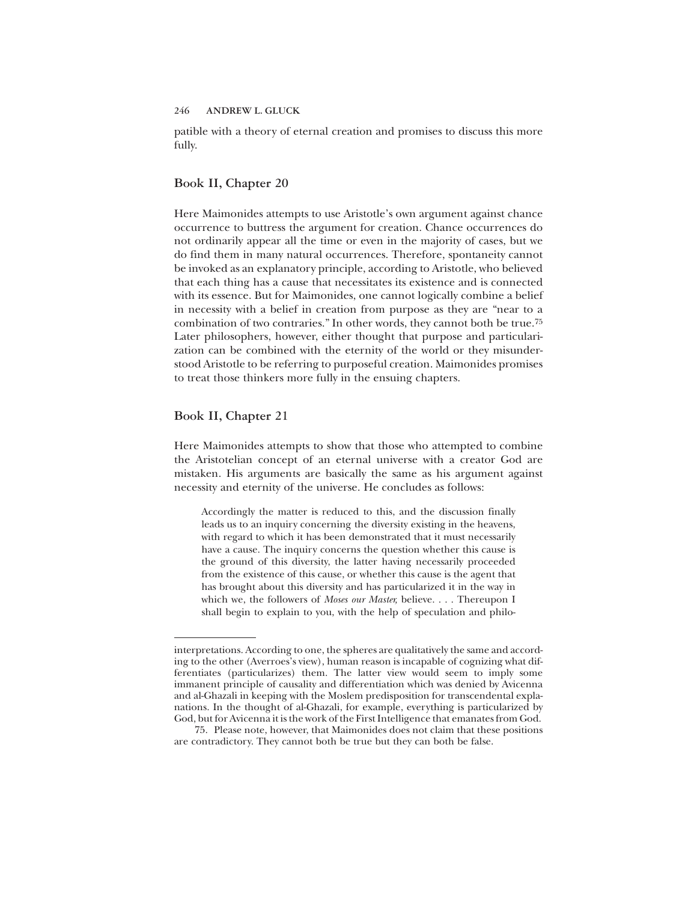patible with a theory of eternal creation and promises to discuss this more fully.

## Book II, Chapter 20

Here Maimonides attempts to use Aristotle's own argument against chance occurrence to buttress the argument for creation. Chance occurrences do not ordinarily appear all the time or even in the majority of cases, but we do find them in many natural occurrences. Therefore, spontaneity cannot be invoked as an explanatory principle, according to Aristotle, who believed that each thing has a cause that necessitates its existence and is connected with its essence. But for Maimonides, one cannot logically combine a belief in necessity with a belief in creation from purpose as they are "near to a combination of two contraries." In other words, they cannot both be true.[75] Later philosophers, however, either thought that purpose and particularization can be combined with the eternity of the world or they misunderstood Aristotle to be referring to purposeful creation. Maimonides promises to treat those thinkers more fully in the ensuing chapters.

## Book II, Chapter 21

Here Maimonides attempts to show that those who attempted to combine the Aristotelian concept of an eternal universe with a creator God are mistaken. His arguments are basically the same as his argument against necessity and eternity of the universe. He concludes as follows:

> Accordingly the matter is reduced to this, and the discussion finally leads us to an inquiry concerning the diversity existing in the heavens, with regard to which it has been demonstrated that it must necessarily have a cause. The inquiry concerns the question whether this cause is the ground of this diversity, the latter having necessarily proceeded from the existence of this cause, or whether this cause is the agent that has brought about this diversity and has particularized it in the way in which we, the followers of *Moses our Master,* believe. . . . Thereupon I shall begin to explain to you, with the help of speculation and philo-

---

interpretations. According to one, the spheres are qualitatively the same and according to the other (Averroes's view), human reason is incapable of cognizing what differentiates (particularizes) them. The latter view would seem to imply some immanent principle of causality and differentiation which was denied by Avicenna and al-Ghazali in keeping with the Moslem predisposition for transcendental explanations. In the thought of al-Ghazali, for example, everything is particularized by God, but for Avicenna it is the work of the First Intelligence that emanates from God.

75. Please note, however, that Maimonides does not claim that these positions are contradictory. They cannot both be true but they can both be false.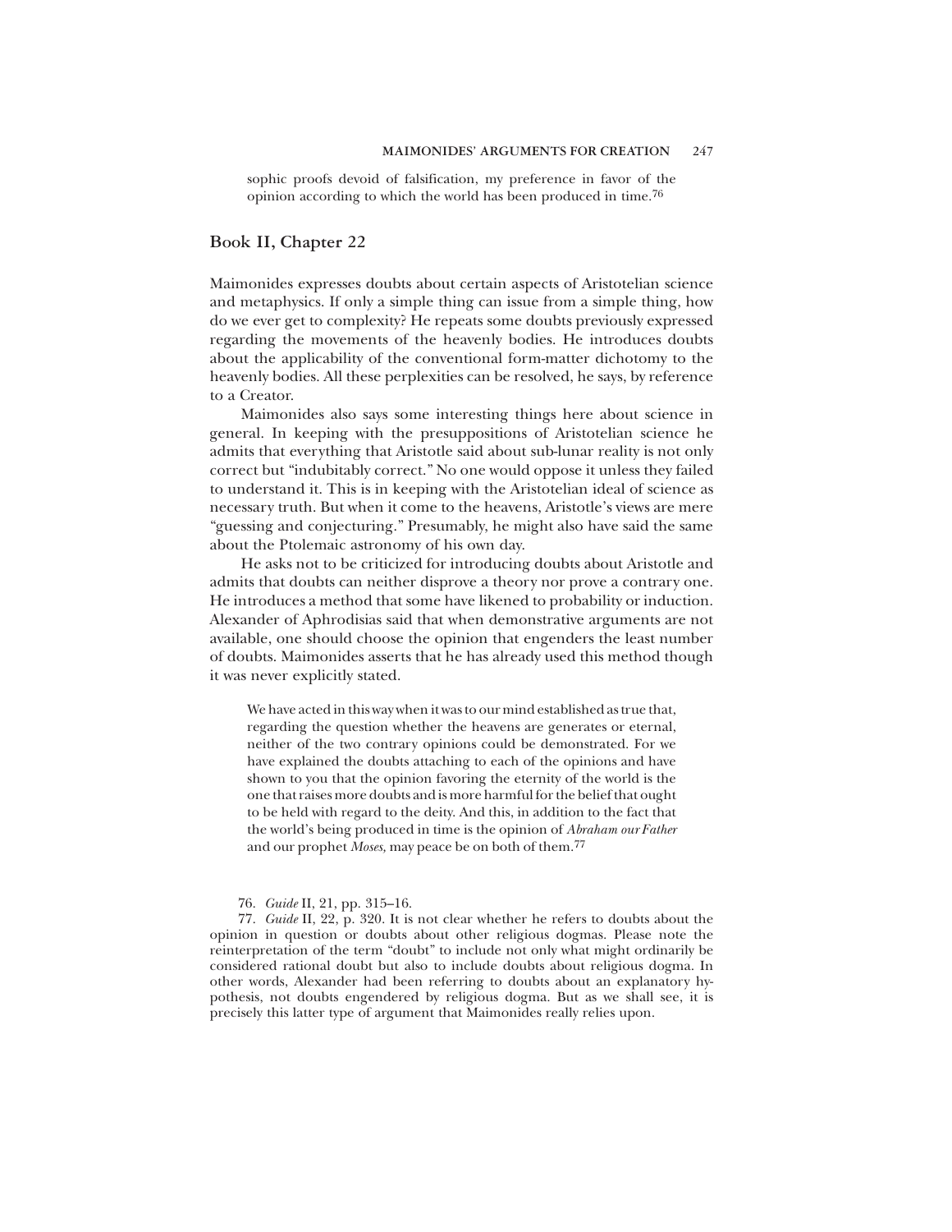sophic proofs devoid of falsification, my preference in favor of the opinion according to which the world has been produced in time.[76]

## Book II, Chapter 22

Maimonides expresses doubts about certain aspects of Aristotelian science and metaphysics. If only a simple thing can issue from a simple thing, how do we ever get to complexity? He repeats some doubts previously expressed regarding the movements of the heavenly bodies. He introduces doubts about the applicability of the conventional form-matter dichotomy to the heavenly bodies. All these perplexities can be resolved, he says, by reference to a Creator.

Maimonides also says some interesting things here about science in general. In keeping with the presuppositions of Aristotelian science he admits that everything that Aristotle said about sub-lunar reality is not only correct but "indubitably correct." No one would oppose it unless they failed to understand it. This is in keeping with the Aristotelian ideal of science as necessary truth. But when it come to the heavens, Aristotle's views are mere "guessing and conjecturing." Presumably, he might also have said the same about the Ptolemaic astronomy of his own day.

He asks not to be criticized for introducing doubts about Aristotle and admits that doubts can neither disprove a theory nor prove a contrary one. He introduces a method that some have likened to probability or induction. Alexander of Aphrodisias said that when demonstrative arguments are not available, one should choose the opinion that engenders the least number of doubts. Maimonides asserts that he has already used this method though it was never explicitly stated.

> We have acted in this way when it was to our mind established as true that, regarding the question whether the heavens are generates or eternal, neither of the two contrary opinions could be demonstrated. For we have explained the doubts attaching to each of the opinions and have shown to you that the opinion favoring the eternity of the world is the one that raises more doubts and is more harmful for the belief that ought to be held with regard to the deity. And this, in addition to the fact that the world's being produced in time is the opinion of *Abraham our Father* and our prophet *Moses,* may peace be on both of them.[77]

76. *Guide* II, 21, pp. 315–16.

77. *Guide* II, 22, p. 320. It is not clear whether he refers to doubts about the opinion in question or doubts about other religious dogmas. Please note the reinterpretation of the term "doubt" to include not only what might ordinarily be considered rational doubt but also to include doubts about religious dogma. In other words, Alexander had been referring to doubts about an explanatory hypothesis, not doubts engendered by religious dogma. But as we shall see, it is precisely this latter type of argument that Maimonides really relies upon.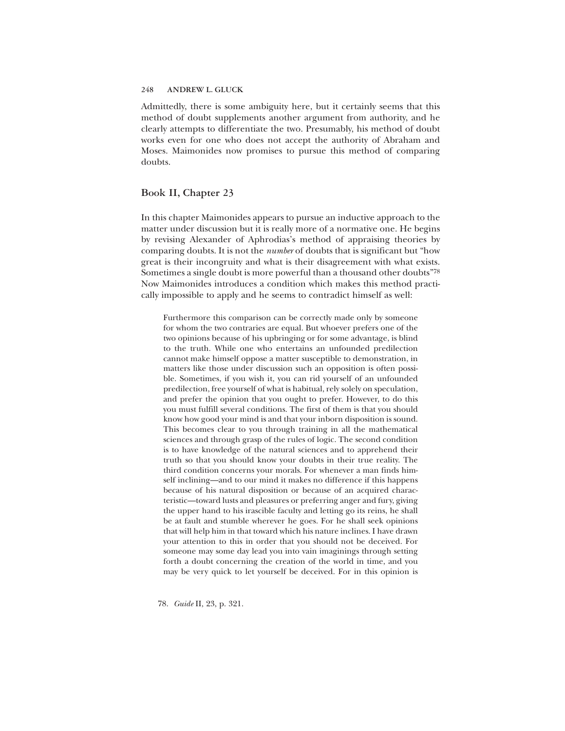Admittedly, there is some ambiguity here, but it certainly seems that this method of doubt supplements another argument from authority, and he clearly attempts to differentiate the two. Presumably, his method of doubt works even for one who does not accept the authority of Abraham and Moses. Maimonides now promises to pursue this method of comparing doubts.

## Book II, Chapter 23

In this chapter Maimonides appears to pursue an inductive approach to the matter under discussion but it is really more of a normative one. He begins by revising Alexander of Aphrodias's method of appraising theories by comparing doubts. It is not the *number* of doubts that is significant but "how great is their incongruity and what is their disagreement with what exists. Sometimes a single doubt is more powerful than a thousand other doubts"[78] Now Maimonides introduces a condition which makes this method practically impossible to apply and he seems to contradict himself as well:

> Furthermore this comparison can be correctly made only by someone for whom the two contraries are equal. But whoever prefers one of the two opinions because of his upbringing or for some advantage, is blind to the truth. While one who entertains an unfounded predilection cannot make himself oppose a matter susceptible to demonstration, in matters like those under discussion such an opposition is often possible. Sometimes, if you wish it, you can rid yourself of an unfounded predilection, free yourself of what is habitual, rely solely on speculation, and prefer the opinion that you ought to prefer. However, to do this you must fulfill several conditions. The first of them is that you should know how good your mind is and that your inborn disposition is sound. This becomes clear to you through training in all the mathematical sciences and through grasp of the rules of logic. The second condition is to have knowledge of the natural sciences and to apprehend their truth so that you should know your doubts in their true reality. The third condition concerns your morals. For whenever a man finds himself inclining—and to our mind it makes no difference if this happens because of his natural disposition or because of an acquired characteristic—toward lusts and pleasures or preferring anger and fury, giving the upper hand to his irascible faculty and letting go its reins, he shall be at fault and stumble wherever he goes. For he shall seek opinions that will help him in that toward which his nature inclines. I have drawn your attention to this in order that you should not be deceived. For someone may some day lead you into vain imaginings through setting forth a doubt concerning the creation of the world in time, and you may be very quick to let yourself be deceived. For in this opinion is

78. *Guide* II, 23, p. 321.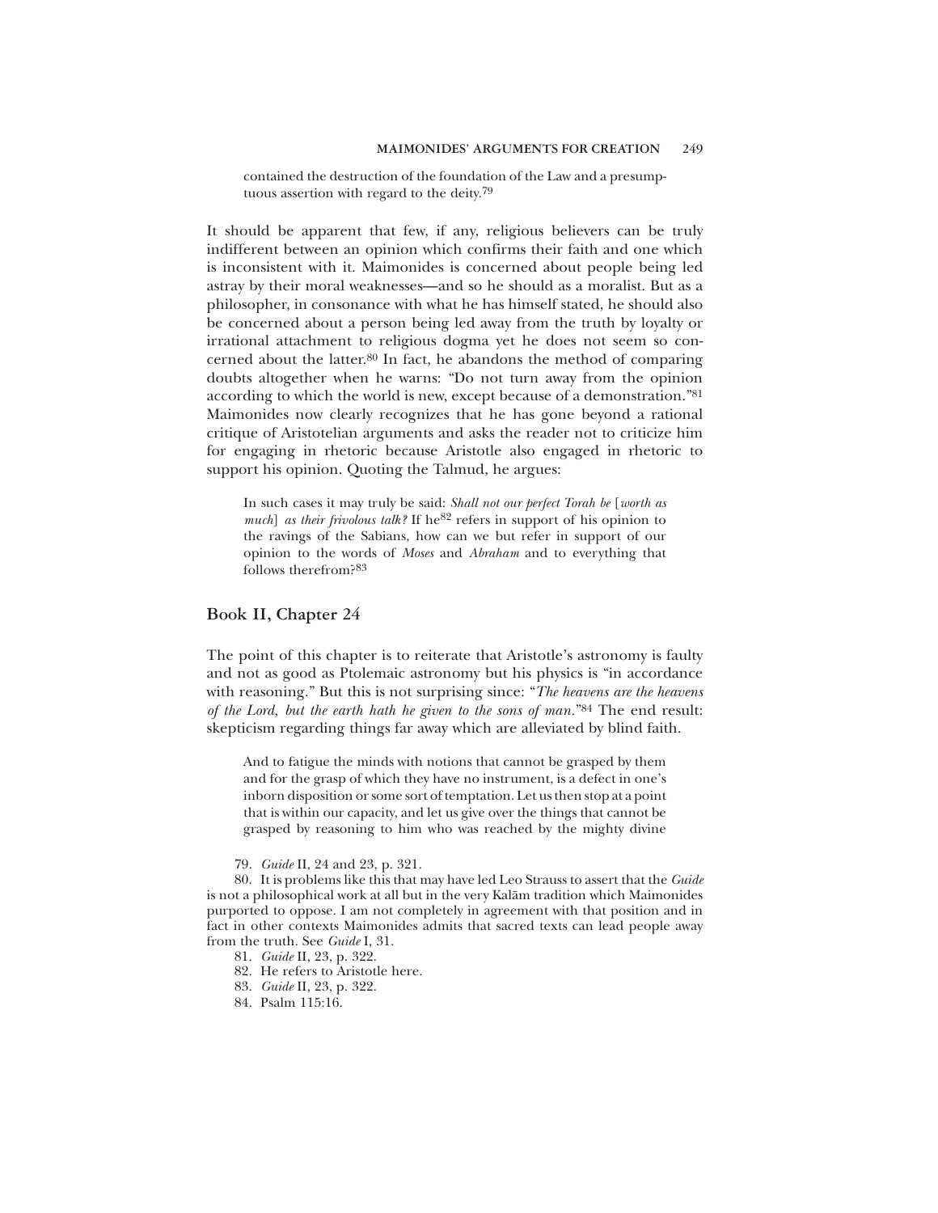> contained the destruction of the foundation of the Law and a presumptuous assertion with regard to the deity.[79]

It should be apparent that few, if any, religious believers can be truly indifferent between an opinion which confirms their faith and one which is inconsistent with it. Maimonides is concerned about people being led astray by their moral weaknesses—and so he should as a moralist. But as a philosopher, in consonance with what he has himself stated, he should also be concerned about a person being led away from the truth by loyalty or irrational attachment to religious dogma yet he does not seem so concerned about the latter.[80] In fact, he abandons the method of comparing doubts altogether when he warns: "Do not turn away from the opinion according to which the world is new, except because of a demonstration."[81] Maimonides now clearly recognizes that he has gone beyond a rational critique of Aristotelian arguments and asks the reader not to criticize him for engaging in rhetoric because Aristotle also engaged in rhetoric to support his opinion. Quoting the Talmud, he argues:

> In such cases it may truly be said: *Shall not our perfect Torah be* [*worth as much*] *as their frivolous talk?* If he[82] refers in support of his opinion to the ravings of the Sabians, how can we but refer in support of our opinion to the words of *Moses* and *Abraham* and to everything that follows therefrom?[83]

## Book II, Chapter 24

The point of this chapter is to reiterate that Aristotle's astronomy is faulty and not as good as Ptolemaic astronomy but his physics is "in accordance with reasoning." But this is not surprising since: "*The heavens are the heavens of the Lord, but the earth hath he given to the sons of man.*"[84] The end result: skepticism regarding things far away which are alleviated by blind faith.

> And to fatigue the minds with notions that cannot be grasped by them and for the grasp of which they have no instrument, is a defect in one's inborn disposition or some sort of temptation. Let us then stop at a point that is within our capacity, and let us give over the things that cannot be grasped by reasoning to him who was reached by the mighty divine

79. *Guide* II, 24 and 23, p. 321.

80. It is problems like this that may have led Leo Strauss to assert that the *Guide* is not a philosophical work at all but in the very Kalām tradition which Maimonides purported to oppose. I am not completely in agreement with that position and in fact in other contexts Maimonides admits that sacred texts can lead people away from the truth. See *Guide* I, 31.

81. *Guide* II, 23, p. 322.

82. He refers to Aristotle here.

83. *Guide* II, 23, p. 322.

84. Psalm 115:16.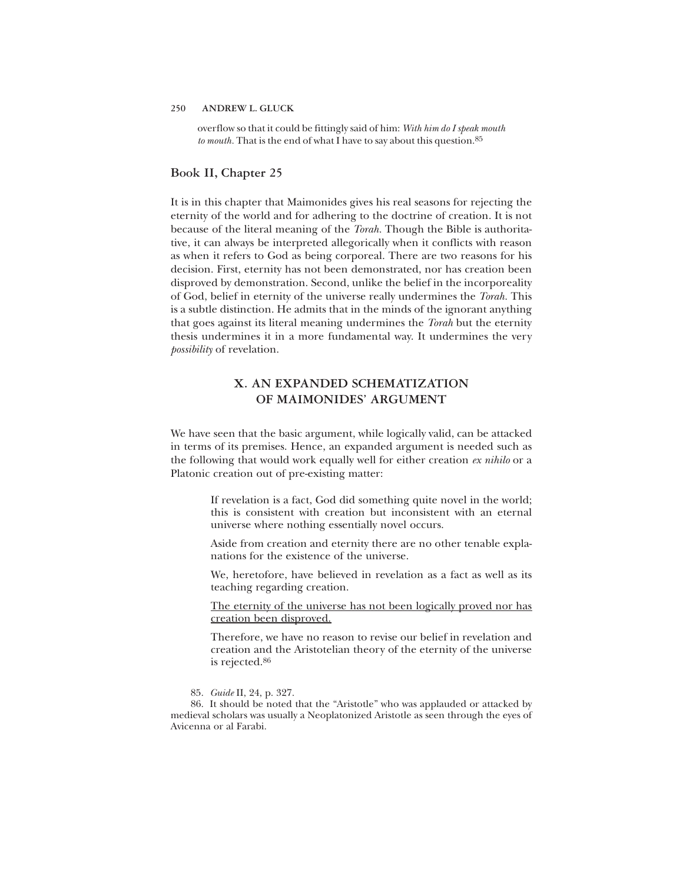overflow so that it could be fittingly said of him: *With him do I speak mouth to mouth*. That is the end of what I have to say about this question.[85]

### Book II, Chapter 25

It is in this chapter that Maimonides gives his real seasons for rejecting the eternity of the world and for adhering to the doctrine of creation. It is not because of the literal meaning of the *Torah*. Though the Bible is authoritative, it can always be interpreted allegorically when it conflicts with reason as when it refers to God as being corporeal. There are two reasons for his decision. First, eternity has not been demonstrated, nor has creation been disproved by demonstration. Second, unlike the belief in the incorporeality of God, belief in eternity of the universe really undermines the *Torah*. This is a subtle distinction. He admits that in the minds of the ignorant anything that goes against its literal meaning undermines the *Torah* but the eternity thesis undermines it in a more fundamental way. It undermines the very *possibility* of revelation.

## X. AN EXPANDED SCHEMATIZATION OF MAIMONIDES' ARGUMENT

We have seen that the basic argument, while logically valid, can be attacked in terms of its premises. Hence, an expanded argument is needed such as the following that would work equally well for either creation *ex nihilo* or a Platonic creation out of pre-existing matter:

> If revelation is a fact, God did something quite novel in the world; this is consistent with creation but inconsistent with an eternal universe where nothing essentially novel occurs.
>
> Aside from creation and eternity there are no other tenable explanations for the existence of the universe.
>
> We, heretofore, have believed in revelation as a fact as well as its teaching regarding creation.
>
> <u>The eternity of the universe has not been logically proved nor has creation been disproved.</u>
>
> Therefore, we have no reason to revise our belief in revelation and creation and the Aristotelian theory of the eternity of the universe is rejected.[86]

85. *Guide* II, 24, p. 327.

86. It should be noted that the "Aristotle" who was applauded or attacked by medieval scholars was usually a Neoplatonized Aristotle as seen through the eyes of Avicenna or al Farabi.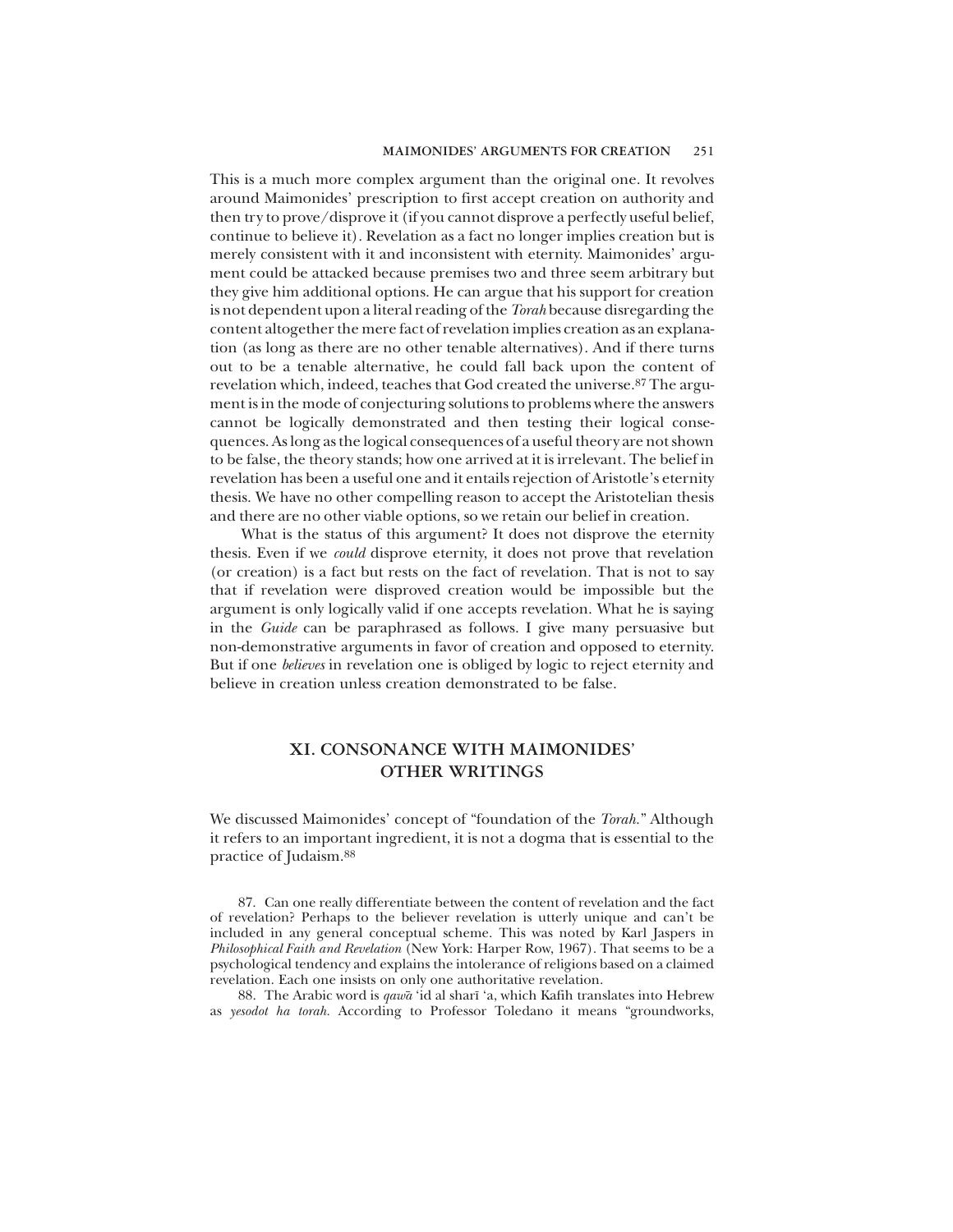This is a much more complex argument than the original one. It revolves around Maimonides' prescription to first accept creation on authority and then try to prove/disprove it (if you cannot disprove a perfectly useful belief, continue to believe it). Revelation as a fact no longer implies creation but is merely consistent with it and inconsistent with eternity. Maimonides' argument could be attacked because premises two and three seem arbitrary but they give him additional options. He can argue that his support for creation is not dependent upon a literal reading of the *Torah* because disregarding the content altogether the mere fact of revelation implies creation as an explanation (as long as there are no other tenable alternatives). And if there turns out to be a tenable alternative, he could fall back upon the content of revelation which, indeed, teaches that God created the universe.[87] The argument is in the mode of conjecturing solutions to problems where the answers cannot be logically demonstrated and then testing their logical consequences. As long as the logical consequences of a useful theory are not shown to be false, the theory stands; how one arrived at it is irrelevant. The belief in revelation has been a useful one and it entails rejection of Aristotle's eternity thesis. We have no other compelling reason to accept the Aristotelian thesis and there are no other viable options, so we retain our belief in creation.

What is the status of this argument? It does not disprove the eternity thesis. Even if we *could* disprove eternity, it does not prove that revelation (or creation) is a fact but rests on the fact of revelation. That is not to say that if revelation were disproved creation would be impossible but the argument is only logically valid if one accepts revelation. What he is saying in the *Guide* can be paraphrased as follows. I give many persuasive but non-demonstrative arguments in favor of creation and opposed to eternity. But if one *believes* in revelation one is obliged by logic to reject eternity and believe in creation unless creation demonstrated to be false.

## XI. CONSONANCE WITH MAIMONIDES' OTHER WRITINGS

We discussed Maimonides' concept of "foundation of the *Torah*." Although it refers to an important ingredient, it is not a dogma that is essential to the practice of Judaism.[88]

87. Can one really differentiate between the content of revelation and the fact of revelation? Perhaps to the believer revelation is utterly unique and can't be included in any general conceptual scheme. This was noted by Karl Jaspers in *Philosophical Faith and Revelation* (New York: Harper Row, 1967). That seems to be a psychological tendency and explains the intolerance of religions based on a claimed revelation. Each one insists on only one authoritative revelation.

88. The Arabic word is *qawā* 'id al sharī 'a, which Kafih translates into Hebrew as *yesodot ha torah.* According to Professor Toledano it means "groundworks,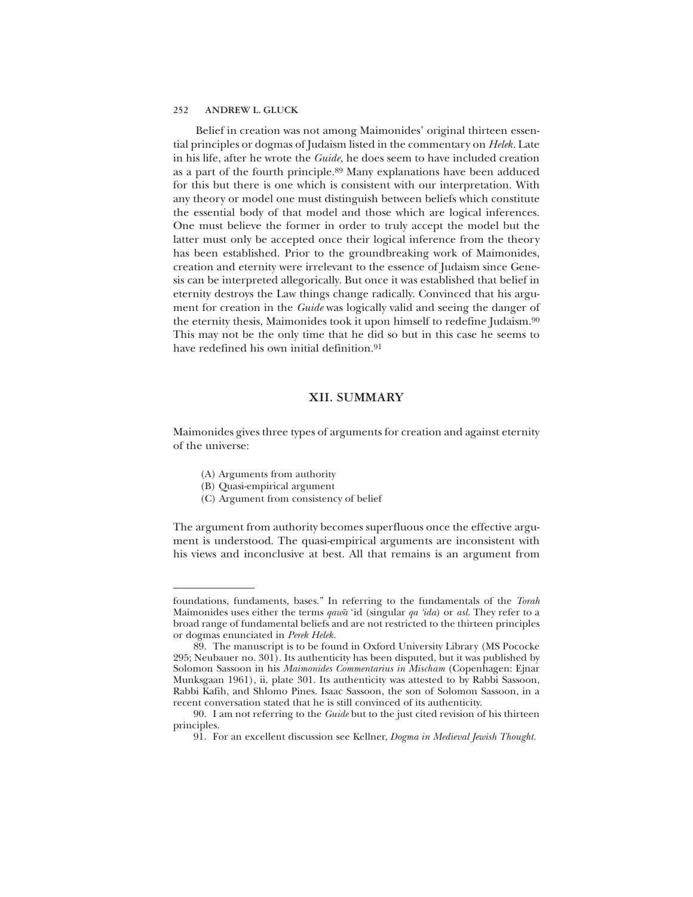Belief in creation was not among Maimonides' original thirteen essential principles or dogmas of Judaism listed in the commentary on *Helek*. Late in his life, after he wrote the *Guide*, he does seem to have included creation as a part of the fourth principle.[89] Many explanations have been adduced for this but there is one which is consistent with our interpretation. With any theory or model one must distinguish between beliefs which constitute the essential body of that model and those which are logical inferences. One must believe the former in order to truly accept the model but the latter must only be accepted once their logical inference from the theory has been established. Prior to the groundbreaking work of Maimonides, creation and eternity were irrelevant to the essence of Judaism since Genesis can be interpreted allegorically. But once it was established that belief in eternity destroys the Law things change radically. Convinced that his argument for creation in the *Guide* was logically valid and seeing the danger of the eternity thesis, Maimonides took it upon himself to redefine Judaism.[90] This may not be the only time that he did so but in this case he seems to have redefined his own initial definition.[91]

## XII. SUMMARY

Maimonides gives three types of arguments for creation and against eternity of the universe:

(A) Arguments from authority
(B) Quasi-empirical argument
(C) Argument from consistency of belief

The argument from authority becomes superfluous once the effective argument is understood. The quasi-empirical arguments are inconsistent with his views and inconclusive at best. All that remains is an argument from

---

foundations, fundaments, bases." In referring to the fundamentals of the *Torah* Maimonides uses either the terms *qawā* 'id (singular *qa 'ida*) or *asl*. They refer to a broad range of fundamental beliefs and are not restricted to the thirteen principles or dogmas enunciated in *Perek Helek*.

89. The manuscript is to be found in Oxford University Library (MS Pococke 295; Neubauer no. 301). Its authenticity has been disputed, but it was published by Solomon Sassoon in his *Maimonides Commentarius in Mischam* (Copenhagen: Ejnar Munksgaan 1961), ii, plate 301. Its authenticity was attested to by Rabbi Sassoon, Rabbi Kafih, and Shlomo Pines. Isaac Sassoon, the son of Solomon Sassoon, in a recent conversation stated that he is still convinced of its authenticity.

90. I am not referring to the *Guide* but to the just cited revision of his thirteen principles.

91. For an excellent discussion see Kellner, *Dogma in Medieval Jewish Thought*.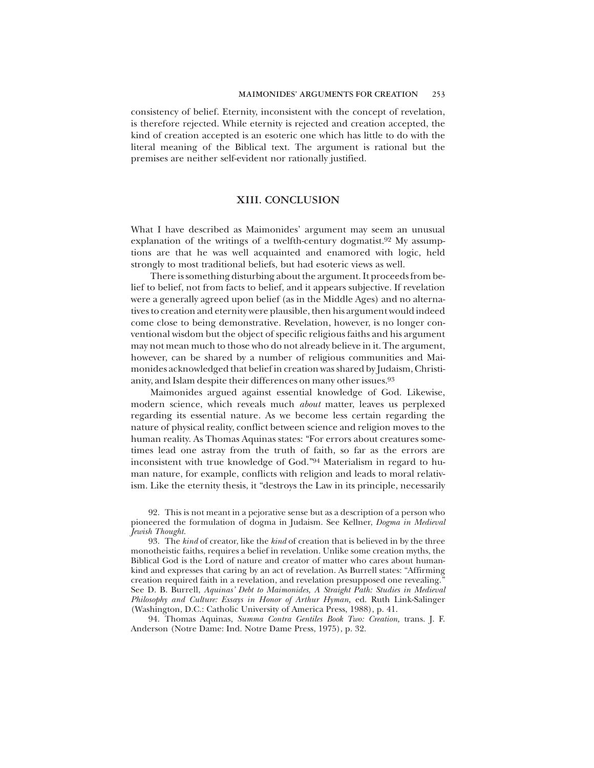consistency of belief. Eternity, inconsistent with the concept of revelation, is therefore rejected. While eternity is rejected and creation accepted, the kind of creation accepted is an esoteric one which has little to do with the literal meaning of the Biblical text. The argument is rational but the premises are neither self-evident nor rationally justified.

## XIII. CONCLUSION

What I have described as Maimonides' argument may seem an unusual explanation of the writings of a twelfth-century dogmatist.[92] My assumptions are that he was well acquainted and enamored with logic, held strongly to most traditional beliefs, but had esoteric views as well.

There is something disturbing about the argument. It proceeds from belief to belief, not from facts to belief, and it appears subjective. If revelation were a generally agreed upon belief (as in the Middle Ages) and no alternatives to creation and eternity were plausible, then his argument would indeed come close to being demonstrative. Revelation, however, is no longer conventional wisdom but the object of specific religious faiths and his argument may not mean much to those who do not already believe in it. The argument, however, can be shared by a number of religious communities and Maimonides acknowledged that belief in creation was shared by Judaism, Christianity, and Islam despite their differences on many other issues.[93]

Maimonides argued against essential knowledge of God. Likewise, modern science, which reveals much *about* matter, leaves us perplexed regarding its essential nature. As we become less certain regarding the nature of physical reality, conflict between science and religion moves to the human reality. As Thomas Aquinas states: "For errors about creatures sometimes lead one astray from the truth of faith, so far as the errors are inconsistent with true knowledge of God."[94] Materialism in regard to human nature, for example, conflicts with religion and leads to moral relativism. Like the eternity thesis, it "destroys the Law in its principle, necessarily

92. This is not meant in a pejorative sense but as a description of a person who pioneered the formulation of dogma in Judaism. See Kellner, *Dogma in Medieval Jewish Thought.*

93. The *kind* of creator, like the *kind* of creation that is believed in by the three monotheistic faiths, requires a belief in revelation. Unlike some creation myths, the Biblical God is the Lord of nature and creator of matter who cares about humankind and expresses that caring by an act of revelation. As Burrell states: "Affirming creation required faith in a revelation, and revelation presupposed one revealing." See D. B. Burrell, *Aquinas' Debt to Maimonides, A Straight Path: Studies in Medieval Philosophy and Culture: Essays in Honor of Arthur Hyman,* ed. Ruth Link-Salinger (Washington, D.C.: Catholic University of America Press, 1988), p. 41.

94. Thomas Aquinas, *Summa Contra Gentiles Book Two: Creation,* trans. J. F. Anderson (Notre Dame: Ind. Notre Dame Press, 1975), p. 32.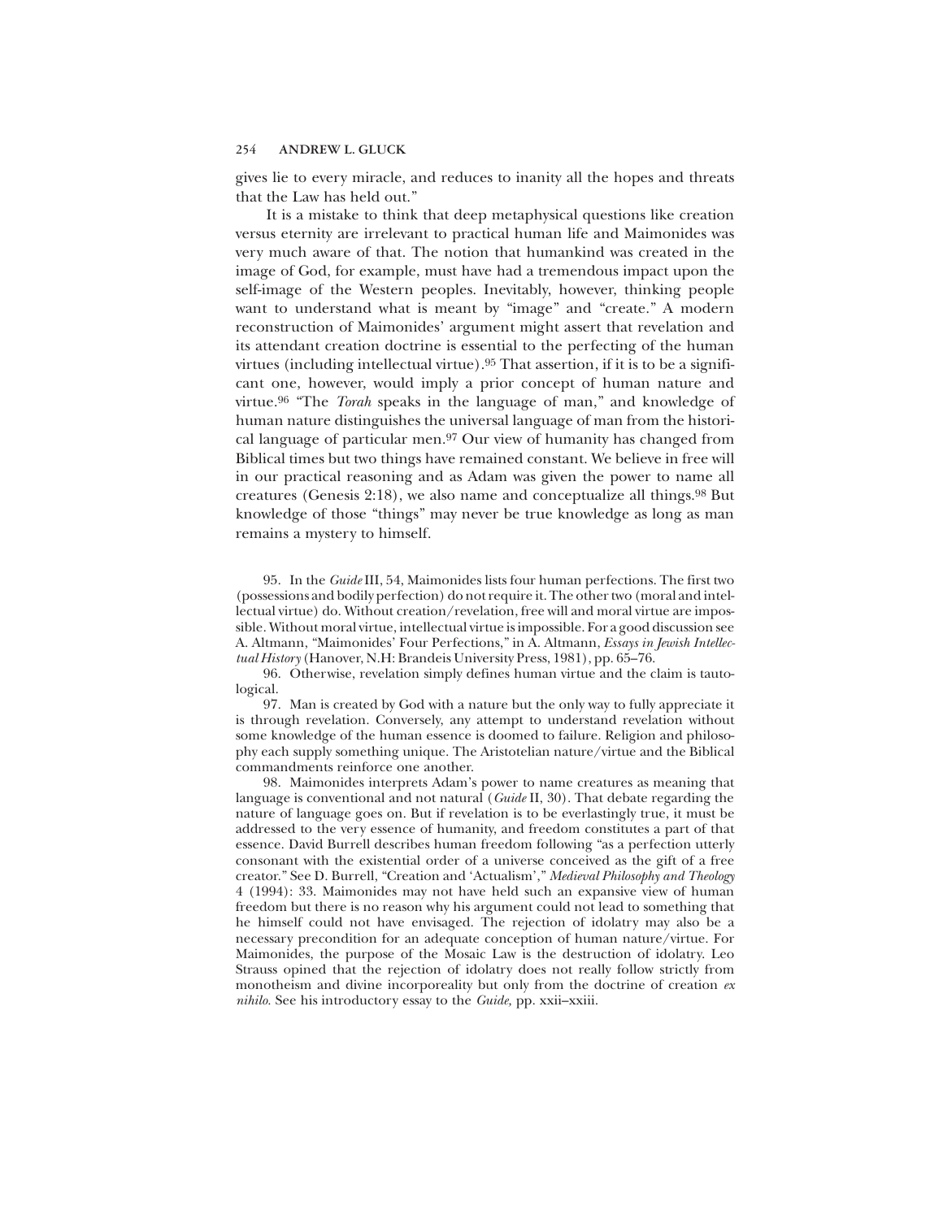gives lie to every miracle, and reduces to inanity all the hopes and threats that the Law has held out."

It is a mistake to think that deep metaphysical questions like creation versus eternity are irrelevant to practical human life and Maimonides was very much aware of that. The notion that humankind was created in the image of God, for example, must have had a tremendous impact upon the self-image of the Western peoples. Inevitably, however, thinking people want to understand what is meant by "image" and "create." A modern reconstruction of Maimonides' argument might assert that revelation and its attendant creation doctrine is essential to the perfecting of the human virtues (including intellectual virtue).[95] That assertion, if it is to be a significant one, however, would imply a prior concept of human nature and virtue.[96] "The *Torah* speaks in the language of man," and knowledge of human nature distinguishes the universal language of man from the historical language of particular men.[97] Our view of humanity has changed from Biblical times but two things have remained constant. We believe in free will in our practical reasoning and as Adam was given the power to name all creatures (Genesis 2:18), we also name and conceptualize all things.[98] But knowledge of those "things" may never be true knowledge as long as man remains a mystery to himself.

95. In the *Guide* III, 54, Maimonides lists four human perfections. The first two (possessions and bodily perfection) do not require it. The other two (moral and intellectual virtue) do. Without creation/revelation, free will and moral virtue are impossible. Without moral virtue, intellectual virtue is impossible. For a good discussion see A. Altmann, "Maimonides' Four Perfections," in A. Altmann, *Essays in Jewish Intellectual History* (Hanover, N.H: Brandeis University Press, 1981), pp. 65–76.

96. Otherwise, revelation simply defines human virtue and the claim is tautological.

97. Man is created by God with a nature but the only way to fully appreciate it is through revelation. Conversely, any attempt to understand revelation without some knowledge of the human essence is doomed to failure. Religion and philosophy each supply something unique. The Aristotelian nature/virtue and the Biblical commandments reinforce one another.

98. Maimonides interprets Adam's power to name creatures as meaning that language is conventional and not natural (*Guide* II, 30). That debate regarding the nature of language goes on. But if revelation is to be everlastingly true, it must be addressed to the very essence of humanity, and freedom constitutes a part of that essence. David Burrell describes human freedom following "as a perfection utterly consonant with the existential order of a universe conceived as the gift of a free creator." See D. Burrell, "Creation and 'Actualism'," *Medieval Philosophy and Theology* 4 (1994): 33. Maimonides may not have held such an expansive view of human freedom but there is no reason why his argument could not lead to something that he himself could not have envisaged. The rejection of idolatry may also be a necessary precondition for an adequate conception of human nature/virtue. For Maimonides, the purpose of the Mosaic Law is the destruction of idolatry. Leo Strauss opined that the rejection of idolatry does not really follow strictly from monotheism and divine incorporeality but only from the doctrine of creation *ex nihilo.* See his introductory essay to the *Guide,* pp. xxii–xxiii.